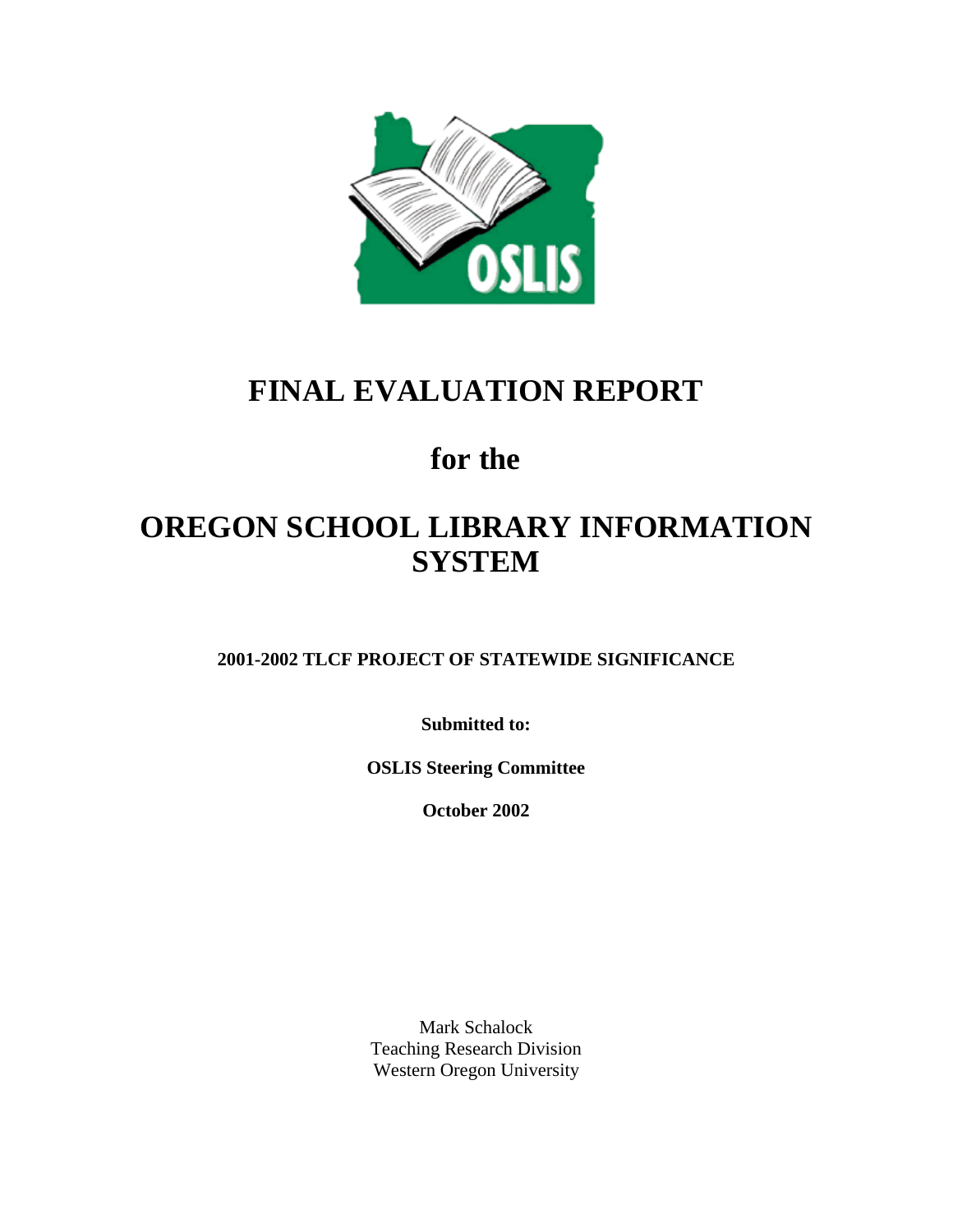# FINAL EVALUATION REPORT

# for the

# OREGON SCHOOL LIBRARY INFORMATION SYSTEM

**2001-2002 TLCF PROJECT OF STATEWIDE SIGNIFICANCE**

**Submitted to:**

**OSLIS Steering Committee**

**October 2002**

Mark Schalock
Teaching Research Division
Western Oregon University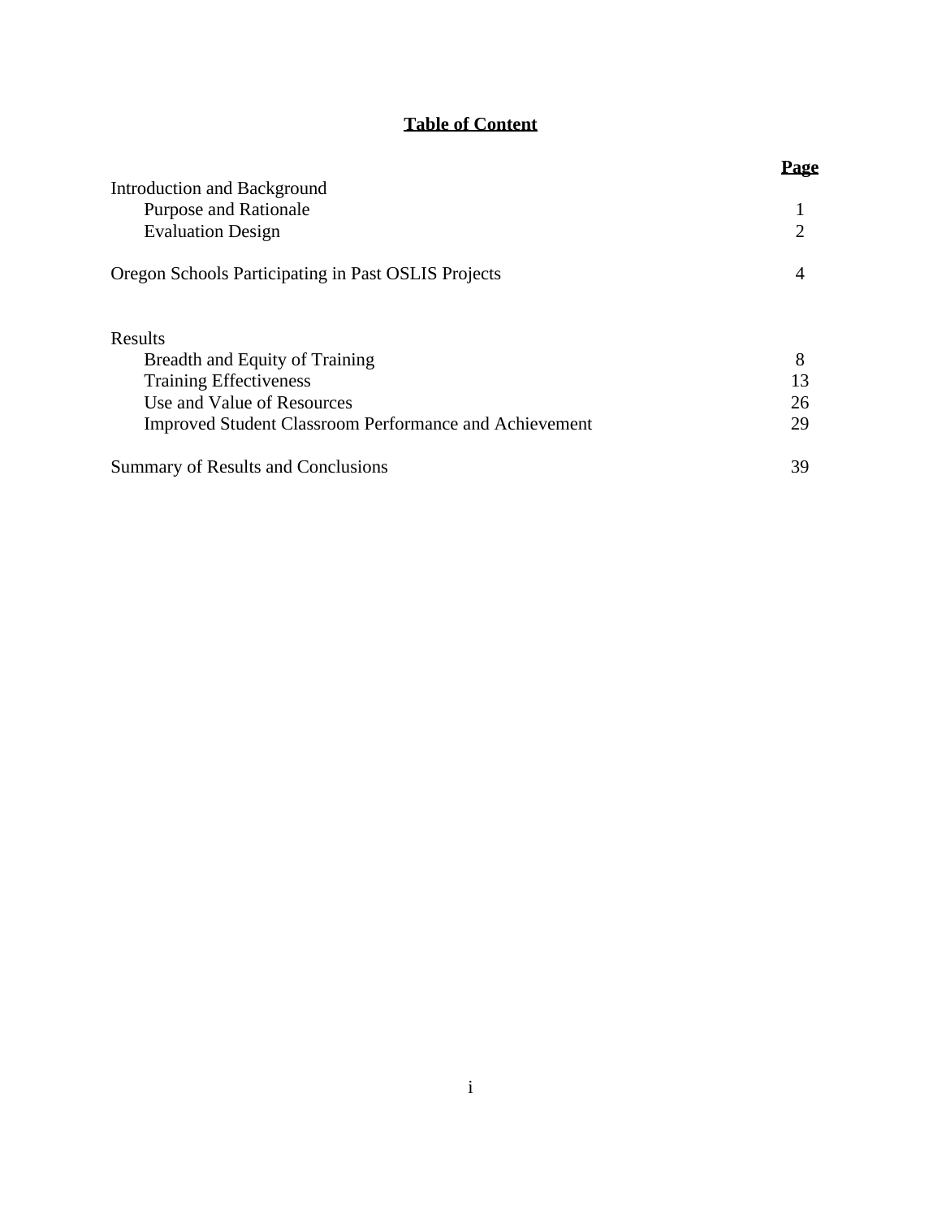**Table of Content**

| | **Page** |
|---|---|
| Introduction and Background | |
| &nbsp;&nbsp;&nbsp;&nbsp;Purpose and Rationale | 1 |
| &nbsp;&nbsp;&nbsp;&nbsp;Evaluation Design | 2 |
| Oregon Schools Participating in Past OSLIS Projects | 4 |
| Results | |
| &nbsp;&nbsp;&nbsp;&nbsp;Breadth and Equity of Training | 8 |
| &nbsp;&nbsp;&nbsp;&nbsp;Training Effectiveness | 13 |
| &nbsp;&nbsp;&nbsp;&nbsp;Use and Value of Resources | 26 |
| &nbsp;&nbsp;&nbsp;&nbsp;Improved Student Classroom Performance and Achievement | 29 |
| Summary of Results and Conclusions | 39 |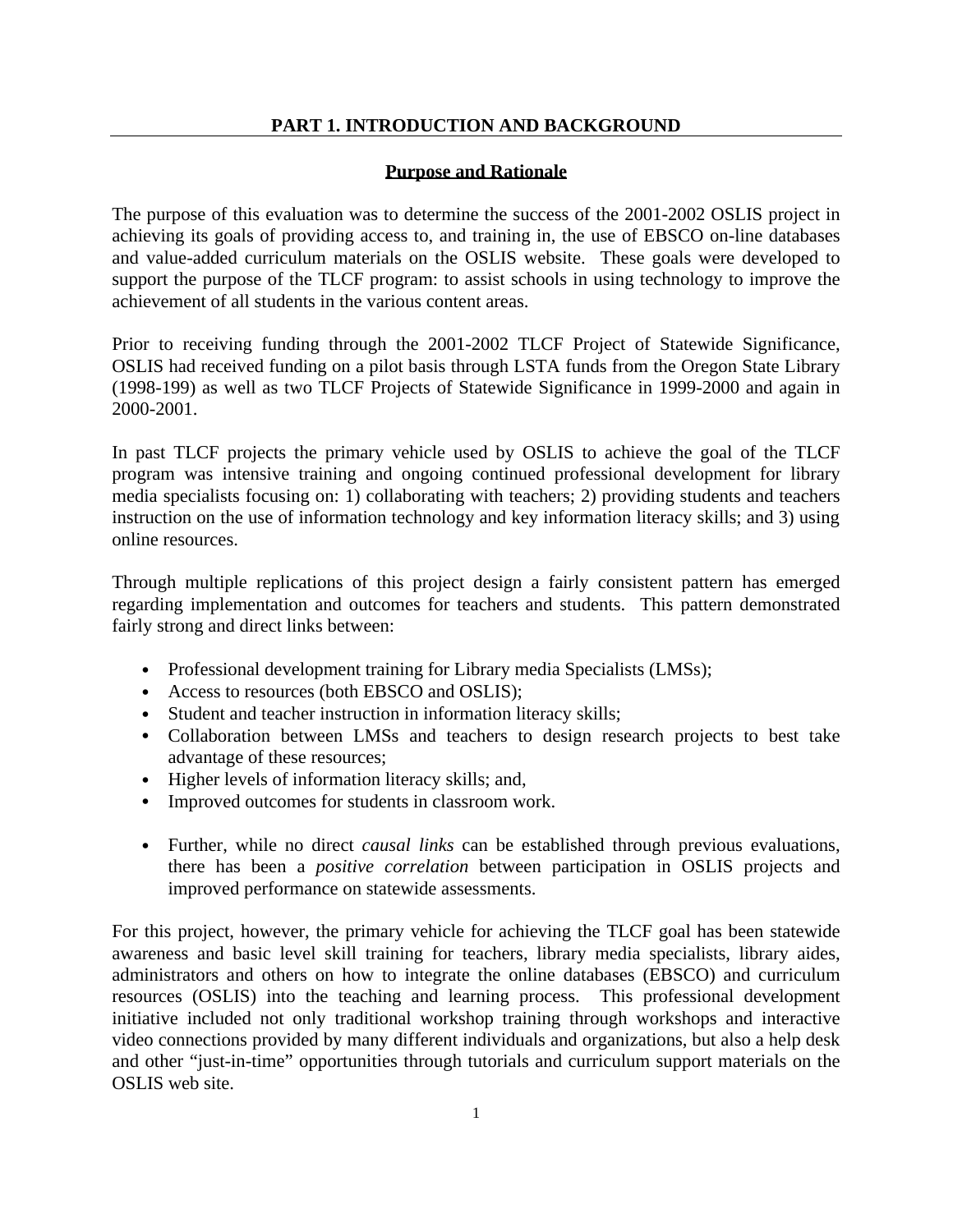## PART 1. INTRODUCTION AND BACKGROUND

### Purpose and Rationale

The purpose of this evaluation was to determine the success of the 2001-2002 OSLIS project in achieving its goals of providing access to, and training in, the use of EBSCO on-line databases and value-added curriculum materials on the OSLIS website. These goals were developed to support the purpose of the TLCF program: to assist schools in using technology to improve the achievement of all students in the various content areas.

Prior to receiving funding through the 2001-2002 TLCF Project of Statewide Significance, OSLIS had received funding on a pilot basis through LSTA funds from the Oregon State Library (1998-199) as well as two TLCF Projects of Statewide Significance in 1999-2000 and again in 2000-2001.

In past TLCF projects the primary vehicle used by OSLIS to achieve the goal of the TLCF program was intensive training and ongoing continued professional development for library media specialists focusing on: 1) collaborating with teachers; 2) providing students and teachers instruction on the use of information technology and key information literacy skills; and 3) using online resources.

Through multiple replications of this project design a fairly consistent pattern has emerged regarding implementation and outcomes for teachers and students. This pattern demonstrated fairly strong and direct links between:

- Professional development training for Library media Specialists (LMSs);
- Access to resources (both EBSCO and OSLIS);
- Student and teacher instruction in information literacy skills;
- Collaboration between LMSs and teachers to design research projects to best take advantage of these resources;
- Higher levels of information literacy skills; and,
- Improved outcomes for students in classroom work.

- Further, while no direct *causal links* can be established through previous evaluations, there has been a *positive correlation* between participation in OSLIS projects and improved performance on statewide assessments.

For this project, however, the primary vehicle for achieving the TLCF goal has been statewide awareness and basic level skill training for teachers, library media specialists, library aides, administrators and others on how to integrate the online databases (EBSCO) and curriculum resources (OSLIS) into the teaching and learning process. This professional development initiative included not only traditional workshop training through workshops and interactive video connections provided by many different individuals and organizations, but also a help desk and other "just-in-time" opportunities through tutorials and curriculum support materials on the OSLIS web site.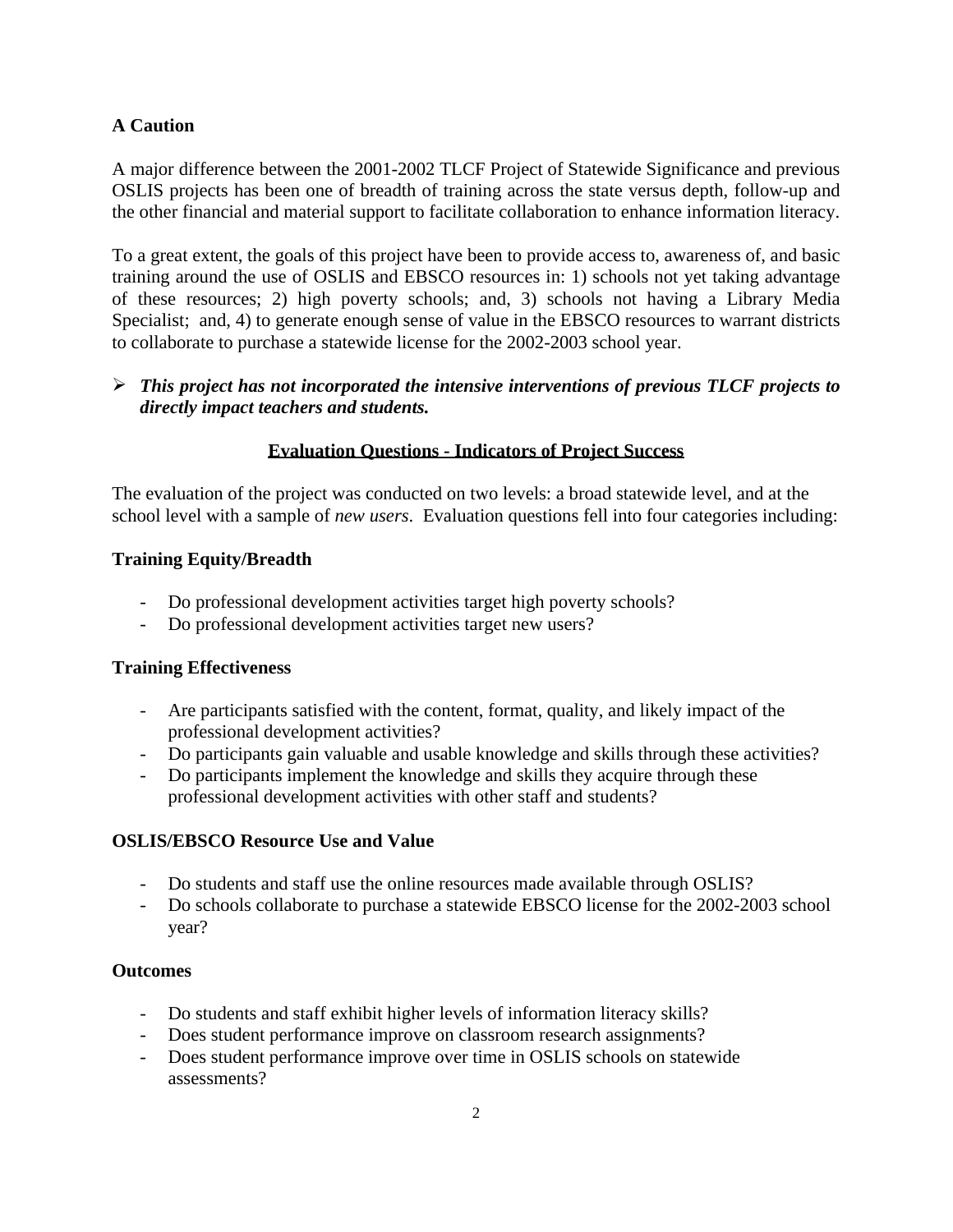**A Caution**

A major difference between the 2001-2002 TLCF Project of Statewide Significance and previous OSLIS projects has been one of breadth of training across the state versus depth, follow-up and the other financial and material support to facilitate collaboration to enhance information literacy.

To a great extent, the goals of this project have been to provide access to, awareness of, and basic training around the use of OSLIS and EBSCO resources in: 1) schools not yet taking advantage of these resources; 2) high poverty schools; and, 3) schools not having a Library Media Specialist; and, 4) to generate enough sense of value in the EBSCO resources to warrant districts to collaborate to purchase a statewide license for the 2002-2003 school year.

- ***This project has not incorporated the intensive interventions of previous TLCF projects to directly impact teachers and students.***

## Evaluation Questions - Indicators of Project Success

The evaluation of the project was conducted on two levels: a broad statewide level, and at the school level with a sample of *new users*. Evaluation questions fell into four categories including:

**Training Equity/Breadth**

- Do professional development activities target high poverty schools?
- Do professional development activities target new users?

**Training Effectiveness**

- Are participants satisfied with the content, format, quality, and likely impact of the professional development activities?
- Do participants gain valuable and usable knowledge and skills through these activities?
- Do participants implement the knowledge and skills they acquire through these professional development activities with other staff and students?

**OSLIS/EBSCO Resource Use and Value**

- Do students and staff use the online resources made available through OSLIS?
- Do schools collaborate to purchase a statewide EBSCO license for the 2002-2003 school year?

**Outcomes**

- Do students and staff exhibit higher levels of information literacy skills?
- Does student performance improve on classroom research assignments?
- Does student performance improve over time in OSLIS schools on statewide assessments?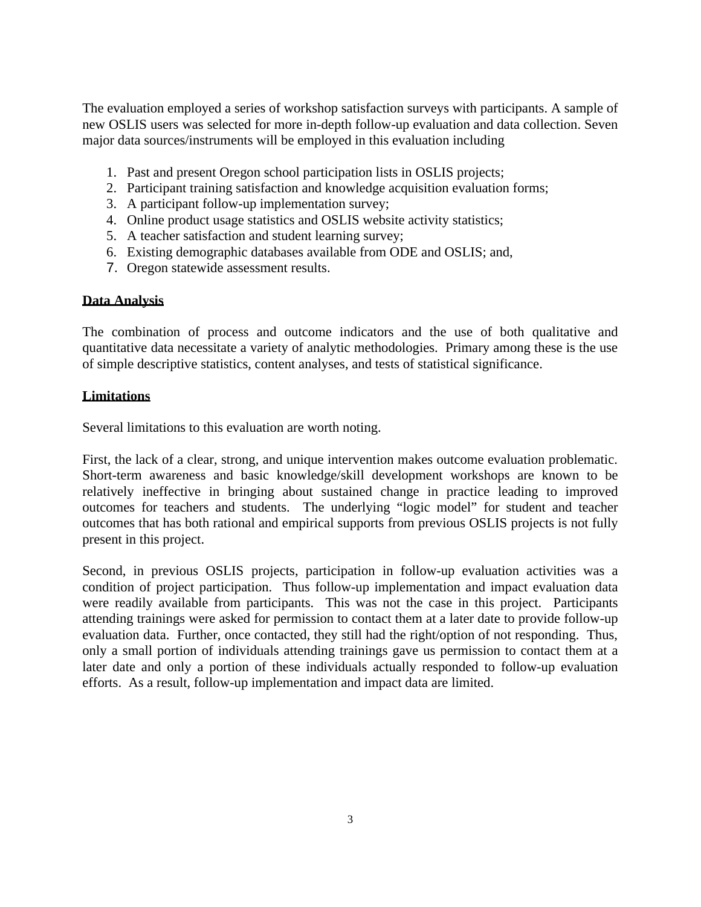The evaluation employed a series of workshop satisfaction surveys with participants. A sample of new OSLIS users was selected for more in-depth follow-up evaluation and data collection. Seven major data sources/instruments will be employed in this evaluation including

1. Past and present Oregon school participation lists in OSLIS projects;
2. Participant training satisfaction and knowledge acquisition evaluation forms;
3. A participant follow-up implementation survey;
4. Online product usage statistics and OSLIS website activity statistics;
5. A teacher satisfaction and student learning survey;
6. Existing demographic databases available from ODE and OSLIS; and,
7. Oregon statewide assessment results.

**Data Analysis**

The combination of process and outcome indicators and the use of both qualitative and quantitative data necessitate a variety of analytic methodologies. Primary among these is the use of simple descriptive statistics, content analyses, and tests of statistical significance.

**Limitations**

Several limitations to this evaluation are worth noting.

First, the lack of a clear, strong, and unique intervention makes outcome evaluation problematic. Short-term awareness and basic knowledge/skill development workshops are known to be relatively ineffective in bringing about sustained change in practice leading to improved outcomes for teachers and students. The underlying "logic model" for student and teacher outcomes that has both rational and empirical supports from previous OSLIS projects is not fully present in this project.

Second, in previous OSLIS projects, participation in follow-up evaluation activities was a condition of project participation. Thus follow-up implementation and impact evaluation data were readily available from participants. This was not the case in this project. Participants attending trainings were asked for permission to contact them at a later date to provide follow-up evaluation data. Further, once contacted, they still had the right/option of not responding. Thus, only a small portion of individuals attending trainings gave us permission to contact them at a later date and only a portion of these individuals actually responded to follow-up evaluation efforts. As a result, follow-up implementation and impact data are limited.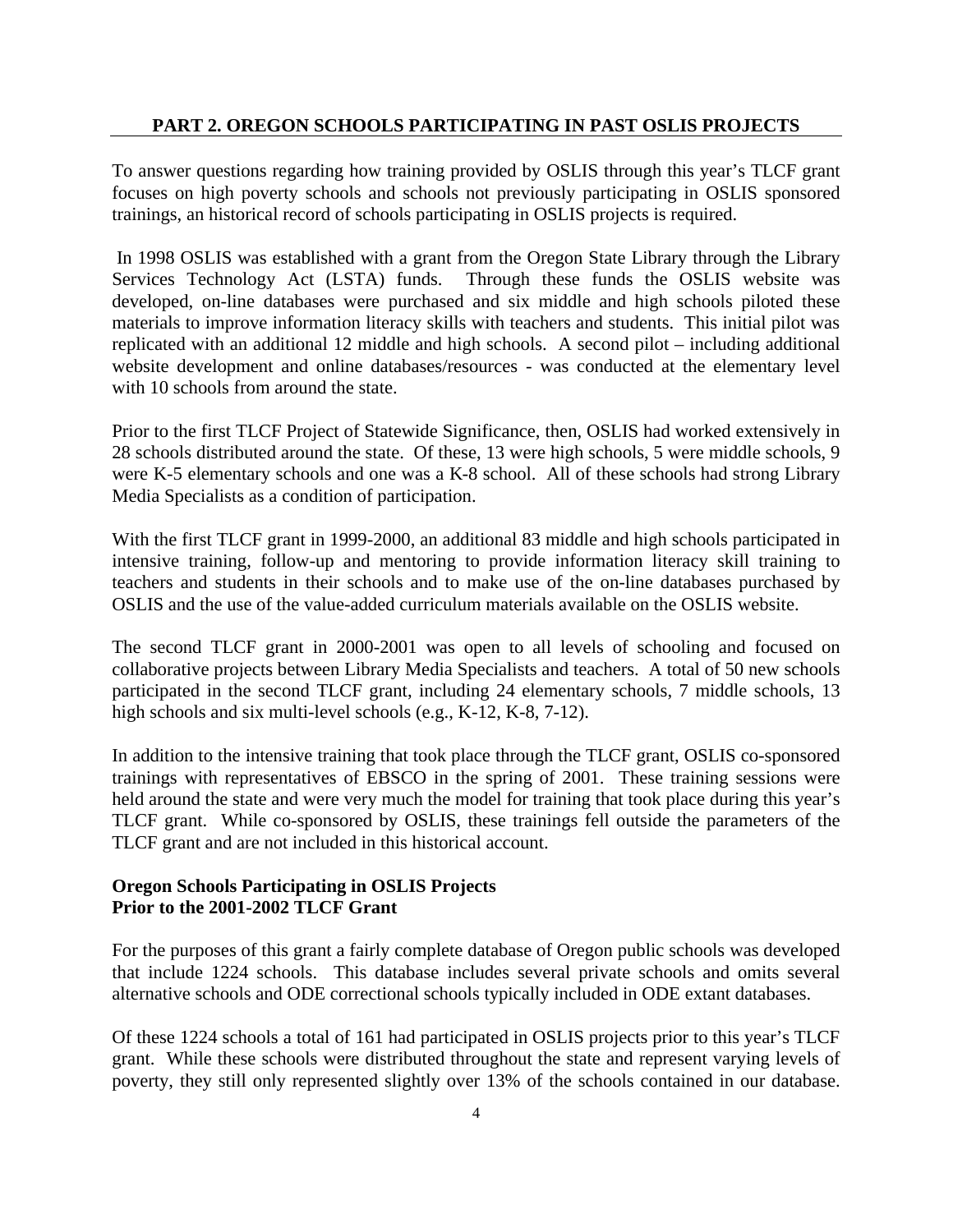## PART 2. OREGON SCHOOLS PARTICIPATING IN PAST OSLIS PROJECTS

To answer questions regarding how training provided by OSLIS through this year's TLCF grant focuses on high poverty schools and schools not previously participating in OSLIS sponsored trainings, an historical record of schools participating in OSLIS projects is required.

In 1998 OSLIS was established with a grant from the Oregon State Library through the Library Services Technology Act (LSTA) funds. Through these funds the OSLIS website was developed, on-line databases were purchased and six middle and high schools piloted these materials to improve information literacy skills with teachers and students. This initial pilot was replicated with an additional 12 middle and high schools. A second pilot – including additional website development and online databases/resources - was conducted at the elementary level with 10 schools from around the state.

Prior to the first TLCF Project of Statewide Significance, then, OSLIS had worked extensively in 28 schools distributed around the state. Of these, 13 were high schools, 5 were middle schools, 9 were K-5 elementary schools and one was a K-8 school. All of these schools had strong Library Media Specialists as a condition of participation.

With the first TLCF grant in 1999-2000, an additional 83 middle and high schools participated in intensive training, follow-up and mentoring to provide information literacy skill training to teachers and students in their schools and to make use of the on-line databases purchased by OSLIS and the use of the value-added curriculum materials available on the OSLIS website.

The second TLCF grant in 2000-2001 was open to all levels of schooling and focused on collaborative projects between Library Media Specialists and teachers. A total of 50 new schools participated in the second TLCF grant, including 24 elementary schools, 7 middle schools, 13 high schools and six multi-level schools (e.g., K-12, K-8, 7-12).

In addition to the intensive training that took place through the TLCF grant, OSLIS co-sponsored trainings with representatives of EBSCO in the spring of 2001. These training sessions were held around the state and were very much the model for training that took place during this year's TLCF grant. While co-sponsored by OSLIS, these trainings fell outside the parameters of the TLCF grant and are not included in this historical account.

**Oregon Schools Participating in OSLIS Projects**
**Prior to the 2001-2002 TLCF Grant**

For the purposes of this grant a fairly complete database of Oregon public schools was developed that include 1224 schools. This database includes several private schools and omits several alternative schools and ODE correctional schools typically included in ODE extant databases.

Of these 1224 schools a total of 161 had participated in OSLIS projects prior to this year's TLCF grant. While these schools were distributed throughout the state and represent varying levels of poverty, they still only represented slightly over 13% of the schools contained in our database.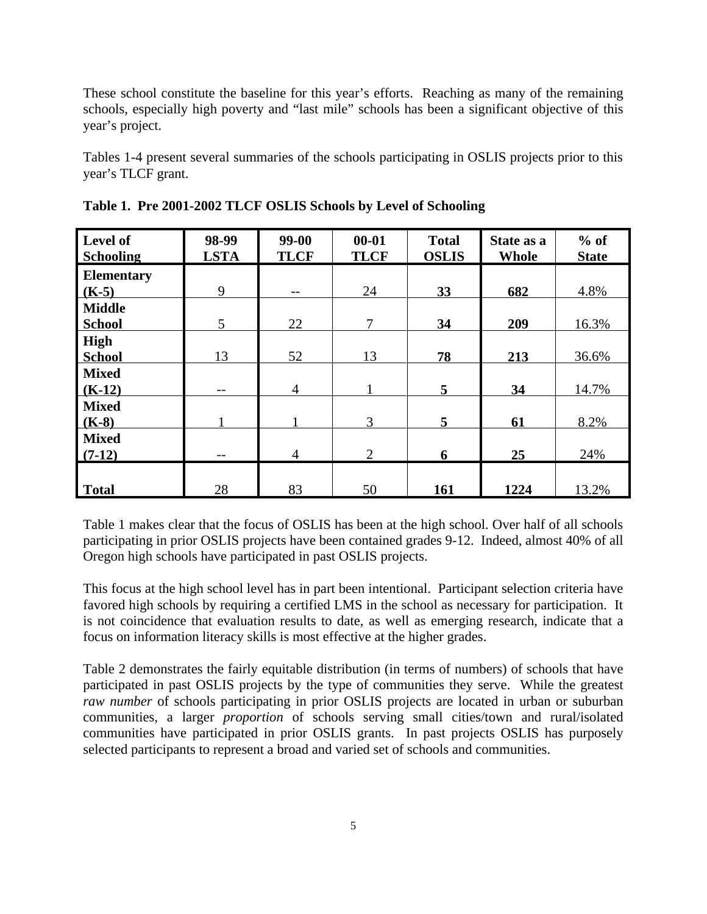These school constitute the baseline for this year's efforts. Reaching as many of the remaining schools, especially high poverty and "last mile" schools has been a significant objective of this year's project.

Tables 1-4 present several summaries of the schools participating in OSLIS projects prior to this year's TLCF grant.

**Table 1. Pre 2001-2002 TLCF OSLIS Schools by Level of Schooling**

| Level of Schooling | 98-99 LSTA | 99-00 TLCF | 00-01 TLCF | Total OSLIS | State as a Whole | % of State |
|---|---|---|---|---|---|---|
| **Elementary (K-5)** | 9 | -- | 24 | **33** | **682** | 4.8% |
| **Middle School** | 5 | 22 | 7 | **34** | **209** | 16.3% |
| **High School** | 13 | 52 | 13 | **78** | **213** | 36.6% |
| **Mixed (K-12)** | -- | 4 | 1 | **5** | **34** | 14.7% |
| **Mixed (K-8)** | 1 | 1 | 3 | **5** | **61** | 8.2% |
| **Mixed (7-12)** | -- | 4 | 2 | **6** | **25** | 24% |
| **Total** | 28 | 83 | 50 | **161** | **1224** | 13.2% |

Table 1 makes clear that the focus of OSLIS has been at the high school. Over half of all schools participating in prior OSLIS projects have been contained grades 9-12. Indeed, almost 40% of all Oregon high schools have participated in past OSLIS projects.

This focus at the high school level has in part been intentional. Participant selection criteria have favored high schools by requiring a certified LMS in the school as necessary for participation. It is not coincidence that evaluation results to date, as well as emerging research, indicate that a focus on information literacy skills is most effective at the higher grades.

Table 2 demonstrates the fairly equitable distribution (in terms of numbers) of schools that have participated in past OSLIS projects by the type of communities they serve. While the greatest *raw number* of schools participating in prior OSLIS projects are located in urban or suburban communities, a larger *proportion* of schools serving small cities/town and rural/isolated communities have participated in prior OSLIS grants. In past projects OSLIS has purposely selected participants to represent a broad and varied set of schools and communities.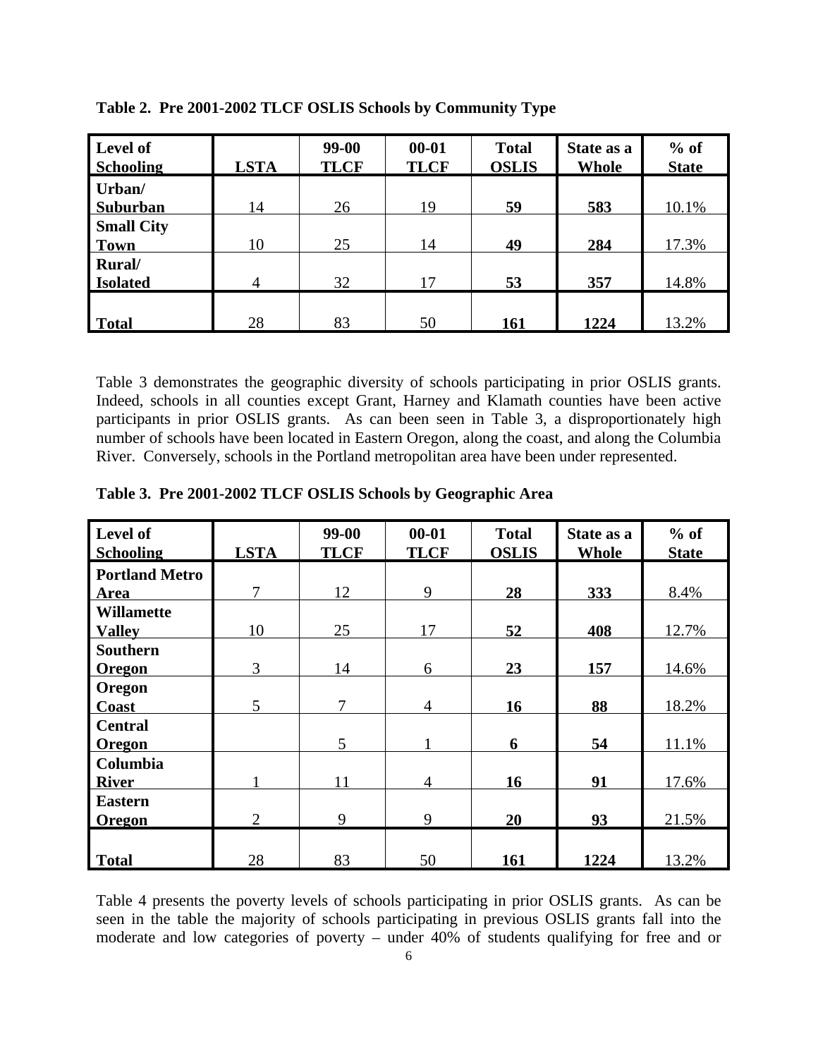**Table 2. Pre 2001-2002 TLCF OSLIS Schools by Community Type**

| Level of Schooling | LSTA | 99-00 TLCF | 00-01 TLCF | Total OSLIS | State as a Whole | % of State |
|---|---|---|---|---|---|---|
| **Urban/ Suburban** | 14 | 26 | 19 | **59** | **583** | 10.1% |
| **Small City Town** | 10 | 25 | 14 | **49** | **284** | 17.3% |
| **Rural/ Isolated** | 4 | 32 | 17 | **53** | **357** | 14.8% |
| **Total** | 28 | 83 | 50 | **161** | **1224** | 13.2% |

Table 3 demonstrates the geographic diversity of schools participating in prior OSLIS grants. Indeed, schools in all counties except Grant, Harney and Klamath counties have been active participants in prior OSLIS grants. As can been seen in Table 3, a disproportionately high number of schools have been located in Eastern Oregon, along the coast, and along the Columbia River. Conversely, schools in the Portland metropolitan area have been under represented.

**Table 3. Pre 2001-2002 TLCF OSLIS Schools by Geographic Area**

| Level of Schooling | LSTA | 99-00 TLCF | 00-01 TLCF | Total OSLIS | State as a Whole | % of State |
|---|---|---|---|---|---|---|
| **Portland Metro Area** | 7 | 12 | 9 | **28** | **333** | 8.4% |
| **Willamette Valley** | 10 | 25 | 17 | **52** | **408** | 12.7% |
| **Southern Oregon** | 3 | 14 | 6 | **23** | **157** | 14.6% |
| **Oregon Coast** | 5 | 7 | 4 | **16** | **88** | 18.2% |
| **Central Oregon** | | 5 | 1 | **6** | **54** | 11.1% |
| **Columbia River** | 1 | 11 | 4 | **16** | **91** | 17.6% |
| **Eastern Oregon** | 2 | 9 | 9 | **20** | **93** | 21.5% |
| **Total** | 28 | 83 | 50 | **161** | **1224** | 13.2% |

Table 4 presents the poverty levels of schools participating in prior OSLIS grants. As can be seen in the table the majority of schools participating in previous OSLIS grants fall into the moderate and low categories of poverty – under 40% of students qualifying for free and or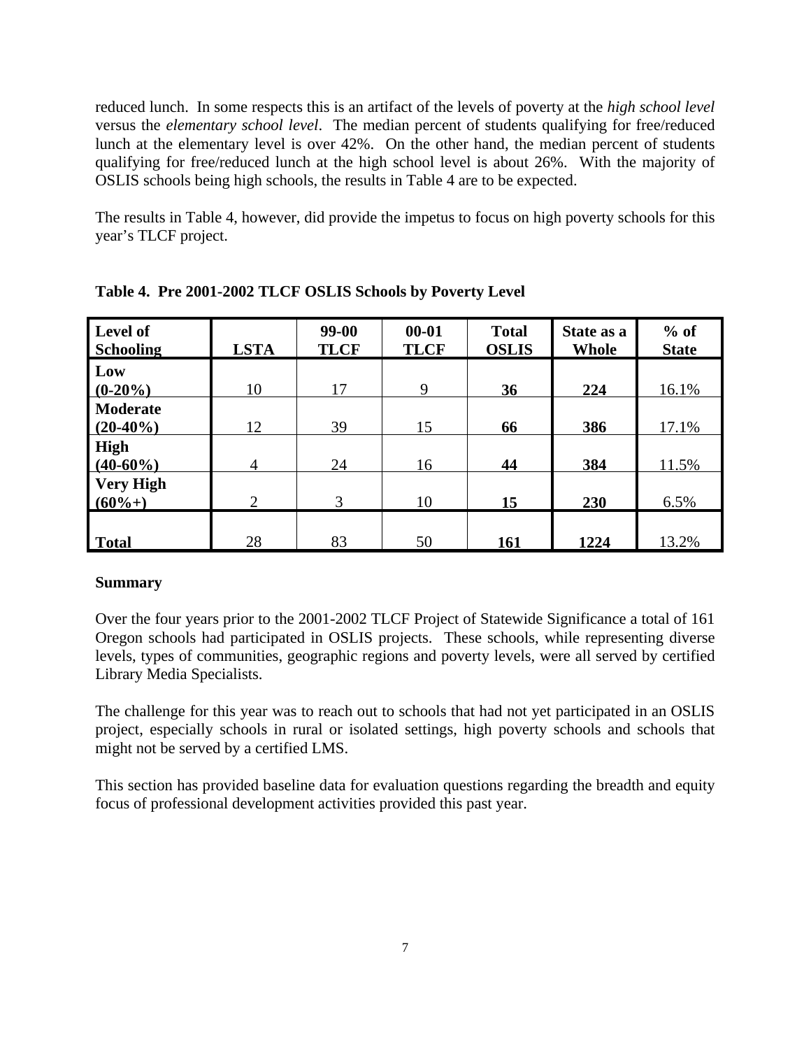reduced lunch. In some respects this is an artifact of the levels of poverty at the *high school level* versus the *elementary school level*. The median percent of students qualifying for free/reduced lunch at the elementary level is over 42%. On the other hand, the median percent of students qualifying for free/reduced lunch at the high school level is about 26%. With the majority of OSLIS schools being high schools, the results in Table 4 are to be expected.

The results in Table 4, however, did provide the impetus to focus on high poverty schools for this year's TLCF project.

**Table 4. Pre 2001-2002 TLCF OSLIS Schools by Poverty Level**

| Level of Schooling | LSTA | 99-00 TLCF | 00-01 TLCF | Total OSLIS | State as a Whole | % of State |
|---|---|---|---|---|---|---|
| **Low (0-20%)** | 10 | 17 | 9 | **36** | **224** | 16.1% |
| **Moderate (20-40%)** | 12 | 39 | 15 | **66** | **386** | 17.1% |
| **High (40-60%)** | 4 | 24 | 16 | **44** | **384** | 11.5% |
| **Very High (60%+)** | 2 | 3 | 10 | **15** | **230** | 6.5% |
| **Total** | 28 | 83 | 50 | **161** | **1224** | 13.2% |

**Summary**

Over the four years prior to the 2001-2002 TLCF Project of Statewide Significance a total of 161 Oregon schools had participated in OSLIS projects. These schools, while representing diverse levels, types of communities, geographic regions and poverty levels, were all served by certified Library Media Specialists.

The challenge for this year was to reach out to schools that had not yet participated in an OSLIS project, especially schools in rural or isolated settings, high poverty schools and schools that might not be served by a certified LMS.

This section has provided baseline data for evaluation questions regarding the breadth and equity focus of professional development activities provided this past year.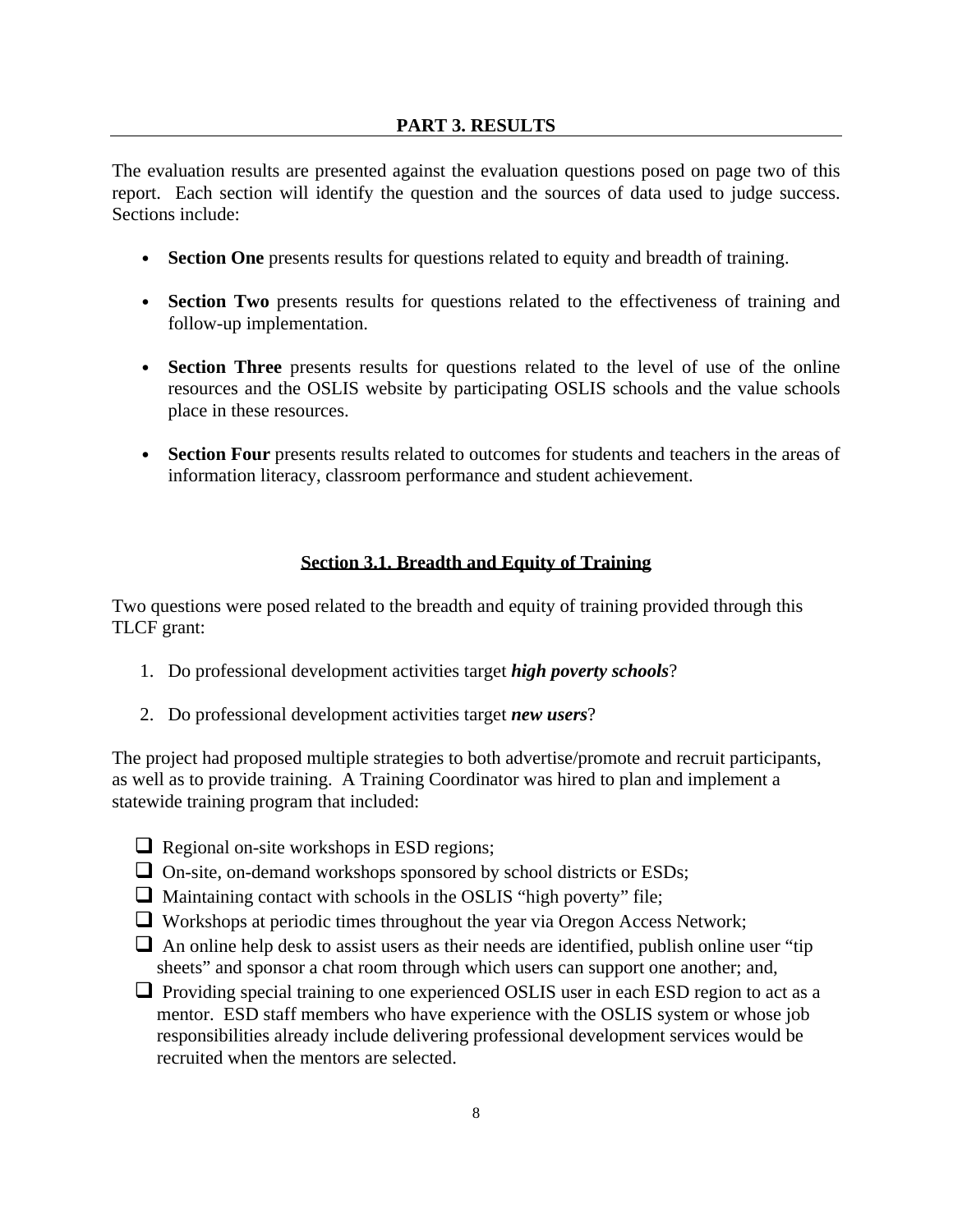## PART 3. RESULTS

The evaluation results are presented against the evaluation questions posed on page two of this report. Each section will identify the question and the sources of data used to judge success. Sections include:

- **Section One** presents results for questions related to equity and breadth of training.
- **Section Two** presents results for questions related to the effectiveness of training and follow-up implementation.
- **Section Three** presents results for questions related to the level of use of the online resources and the OSLIS website by participating OSLIS schools and the value schools place in these resources.
- **Section Four** presents results related to outcomes for students and teachers in the areas of information literacy, classroom performance and student achievement.

### Section 3.1. Breadth and Equity of Training

Two questions were posed related to the breadth and equity of training provided through this TLCF grant:

1. Do professional development activities target ***high poverty schools***?
2. Do professional development activities target ***new users***?

The project had proposed multiple strategies to both advertise/promote and recruit participants, as well as to provide training. A Training Coordinator was hired to plan and implement a statewide training program that included:

- ❑ Regional on-site workshops in ESD regions;
- ❑ On-site, on-demand workshops sponsored by school districts or ESDs;
- ❑ Maintaining contact with schools in the OSLIS "high poverty" file;
- ❑ Workshops at periodic times throughout the year via Oregon Access Network;
- ❑ An online help desk to assist users as their needs are identified, publish online user "tip sheets" and sponsor a chat room through which users can support one another; and,
- ❑ Providing special training to one experienced OSLIS user in each ESD region to act as a mentor. ESD staff members who have experience with the OSLIS system or whose job responsibilities already include delivering professional development services would be recruited when the mentors are selected.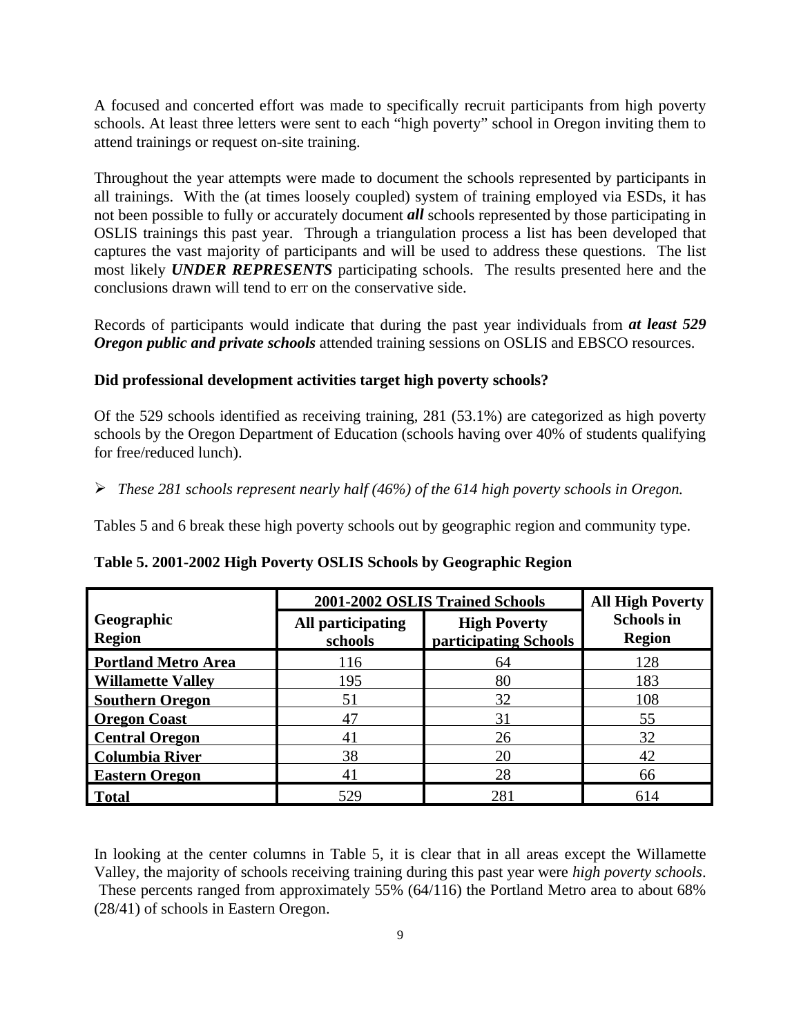A focused and concerted effort was made to specifically recruit participants from high poverty schools. At least three letters were sent to each "high poverty" school in Oregon inviting them to attend trainings or request on-site training.

Throughout the year attempts were made to document the schools represented by participants in all trainings. With the (at times loosely coupled) system of training employed via ESDs, it has not been possible to fully or accurately document ***all*** schools represented by those participating in OSLIS trainings this past year. Through a triangulation process a list has been developed that captures the vast majority of participants and will be used to address these questions. The list most likely ***UNDER REPRESENTS*** participating schools. The results presented here and the conclusions drawn will tend to err on the conservative side.

Records of participants would indicate that during the past year individuals from ***at least 529 Oregon public and private schools*** attended training sessions on OSLIS and EBSCO resources.

**Did professional development activities target high poverty schools?**

Of the 529 schools identified as receiving training, 281 (53.1%) are categorized as high poverty schools by the Oregon Department of Education (schools having over 40% of students qualifying for free/reduced lunch).

- *These 281 schools represent nearly half (46%) of the 614 high poverty schools in Oregon.*

Tables 5 and 6 break these high poverty schools out by geographic region and community type.

**Table 5. 2001-2002 High Poverty OSLIS Schools by Geographic Region**

| Geographic Region | 2001-2002 OSLIS Trained Schools | | All High Poverty Schools in Region |
|---|---|---|---|
| | All participating schools | High Poverty participating Schools | |
| **Portland Metro Area** | 116 | 64 | 128 |
| **Willamette Valley** | 195 | 80 | 183 |
| **Southern Oregon** | 51 | 32 | 108 |
| **Oregon Coast** | 47 | 31 | 55 |
| **Central Oregon** | 41 | 26 | 32 |
| **Columbia River** | 38 | 20 | 42 |
| **Eastern Oregon** | 41 | 28 | 66 |
| **Total** | 529 | 281 | 614 |

In looking at the center columns in Table 5, it is clear that in all areas except the Willamette Valley, the majority of schools receiving training during this past year were *high poverty schools*. These percents ranged from approximately 55% (64/116) the Portland Metro area to about 68% (28/41) of schools in Eastern Oregon.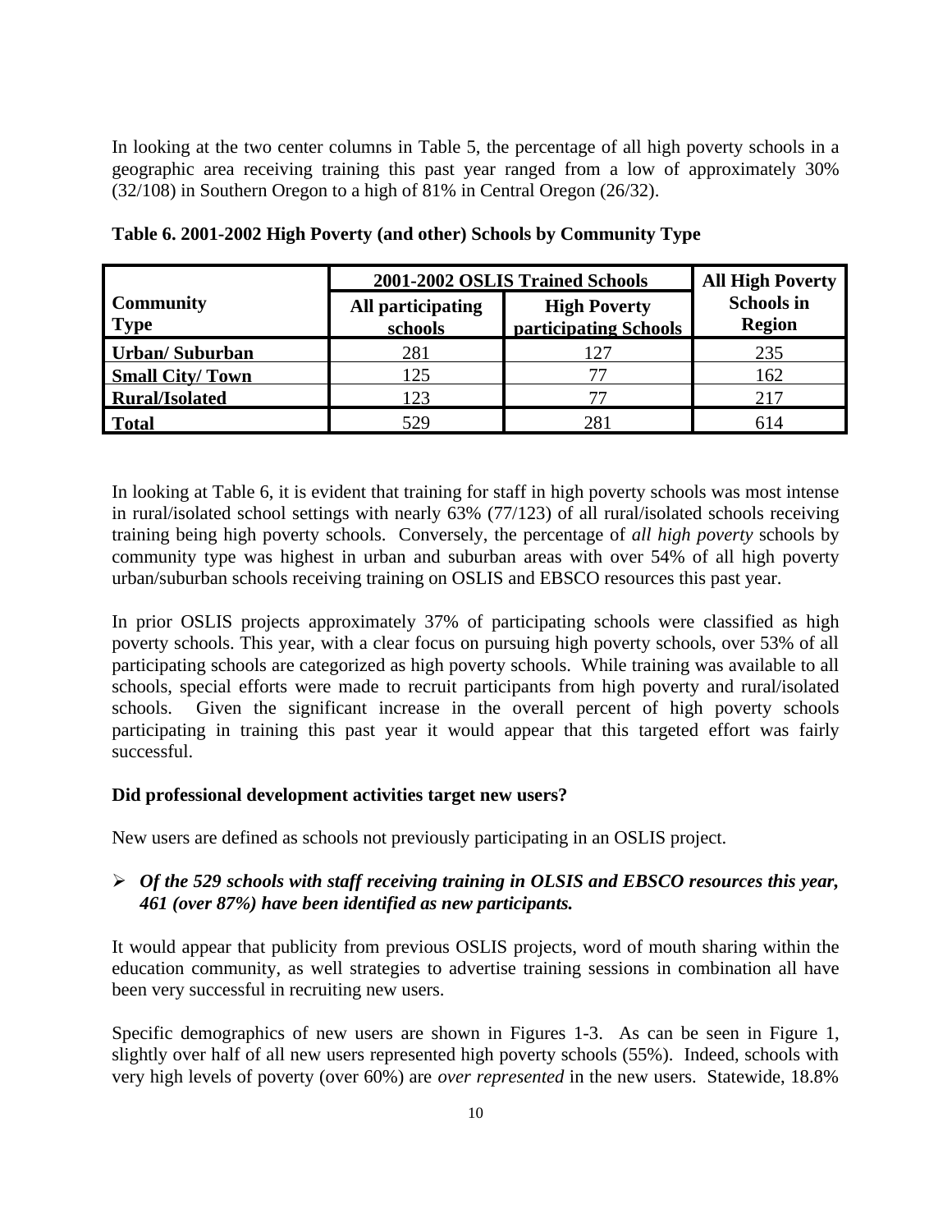In looking at the two center columns in Table 5, the percentage of all high poverty schools in a geographic area receiving training this past year ranged from a low of approximately 30% (32/108) in Southern Oregon to a high of 81% in Central Oregon (26/32).

**Table 6. 2001-2002 High Poverty (and other) Schools by Community Type**

| Community Type | 2001-2002 OSLIS Trained Schools | | All High Poverty Schools in Region |
|---|---|---|---|
| | All participating schools | High Poverty participating Schools | |
| **Urban/ Suburban** | 281 | 127 | 235 |
| **Small City/ Town** | 125 | 77 | 162 |
| **Rural/Isolated** | 123 | 77 | 217 |
| **Total** | 529 | 281 | 614 |

In looking at Table 6, it is evident that training for staff in high poverty schools was most intense in rural/isolated school settings with nearly 63% (77/123) of all rural/isolated schools receiving training being high poverty schools. Conversely, the percentage of *all high poverty* schools by community type was highest in urban and suburban areas with over 54% of all high poverty urban/suburban schools receiving training on OSLIS and EBSCO resources this past year.

In prior OSLIS projects approximately 37% of participating schools were classified as high poverty schools. This year, with a clear focus on pursuing high poverty schools, over 53% of all participating schools are categorized as high poverty schools. While training was available to all schools, special efforts were made to recruit participants from high poverty and rural/isolated schools. Given the significant increase in the overall percent of high poverty schools participating in training this past year it would appear that this targeted effort was fairly successful.

**Did professional development activities target new users?**

New users are defined as schools not previously participating in an OSLIS project.

- ***Of the 529 schools with staff receiving training in OLSIS and EBSCO resources this year, 461 (over 87%) have been identified as new participants.***

It would appear that publicity from previous OSLIS projects, word of mouth sharing within the education community, as well strategies to advertise training sessions in combination all have been very successful in recruiting new users.

Specific demographics of new users are shown in Figures 1-3. As can be seen in Figure 1, slightly over half of all new users represented high poverty schools (55%). Indeed, schools with very high levels of poverty (over 60%) are *over represented* in the new users. Statewide, 18.8%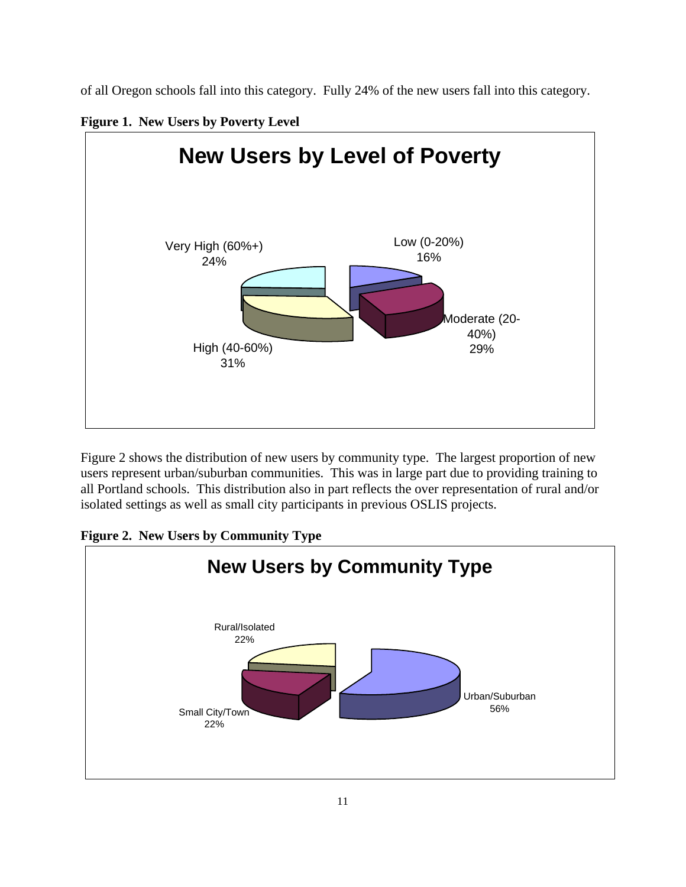of all Oregon schools fall into this category. Fully 24% of the new users fall into this category.

**Figure 1. New Users by Poverty Level**

**New Users by Level of Poverty**

Very High (60%+) 24%

Low (0-20%) 16%

Moderate (20-40%) 29%

High (40-60%) 31%

Figure 2 shows the distribution of new users by community type. The largest proportion of new users represent urban/suburban communities. This was in large part due to providing training to all Portland schools. This distribution also in part reflects the over representation of rural and/or isolated settings as well as small city participants in previous OSLIS projects.

**Figure 2. New Users by Community Type**

**New Users by Community Type**

Rural/Isolated 22%

Urban/Suburban 56%

Small City/Town 22%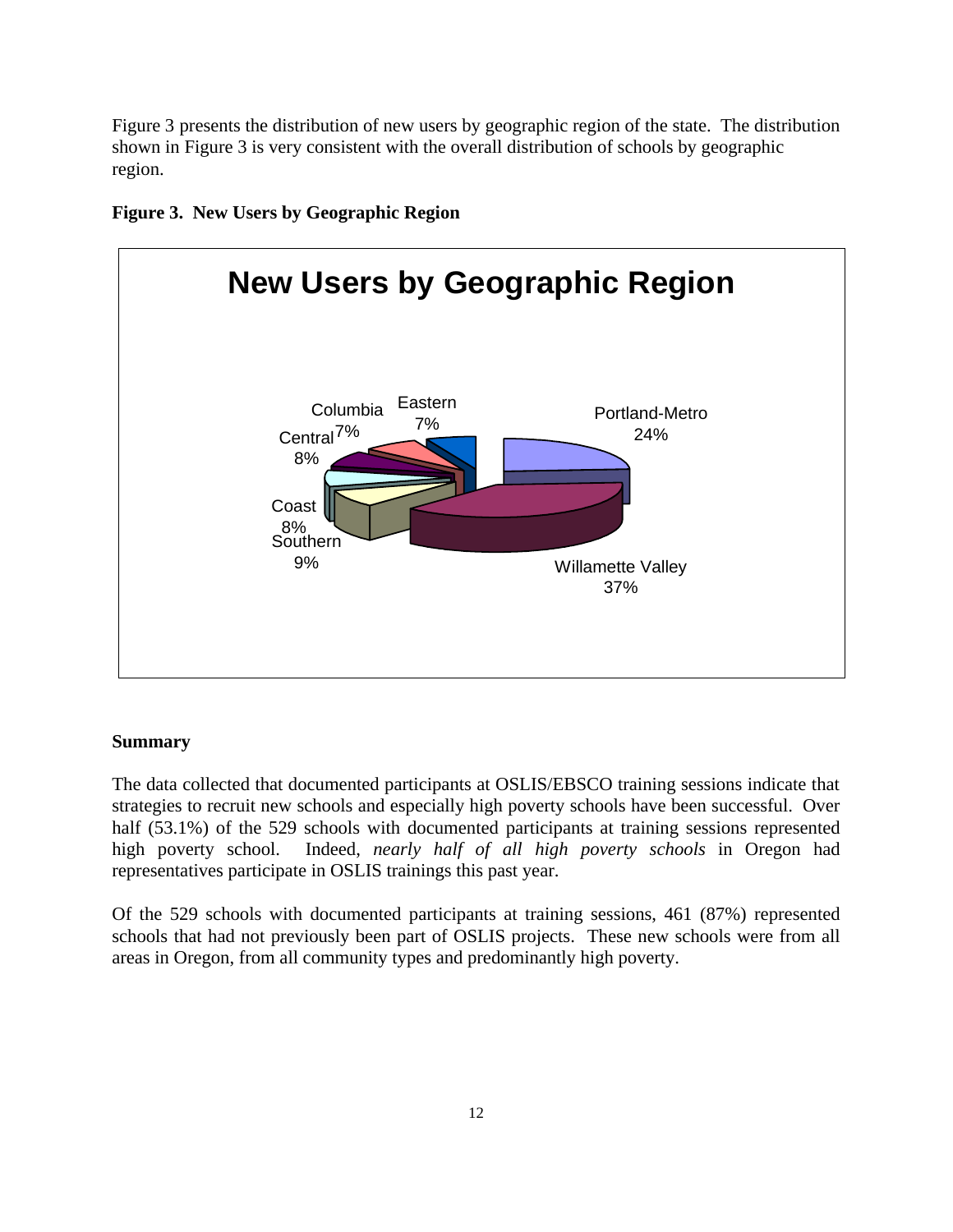Figure 3 presents the distribution of new users by geographic region of the state. The distribution shown in Figure 3 is very consistent with the overall distribution of schools by geographic region.

**Figure 3. New Users by Geographic Region**

**New Users by Geographic Region**

| Region | Percent |
|---|---|
| Portland-Metro | 24% |
| Willamette Valley | 37% |
| Southern | 9% |
| Coast | 8% |
| Central | 8% |
| Columbia | 7% |
| Eastern | 7% |

**Summary**

The data collected that documented participants at OSLIS/EBSCO training sessions indicate that strategies to recruit new schools and especially high poverty schools have been successful. Over half (53.1%) of the 529 schools with documented participants at training sessions represented high poverty school. Indeed, *nearly half of all high poverty schools* in Oregon had representatives participate in OSLIS trainings this past year.

Of the 529 schools with documented participants at training sessions, 461 (87%) represented schools that had not previously been part of OSLIS projects. These new schools were from all areas in Oregon, from all community types and predominantly high poverty.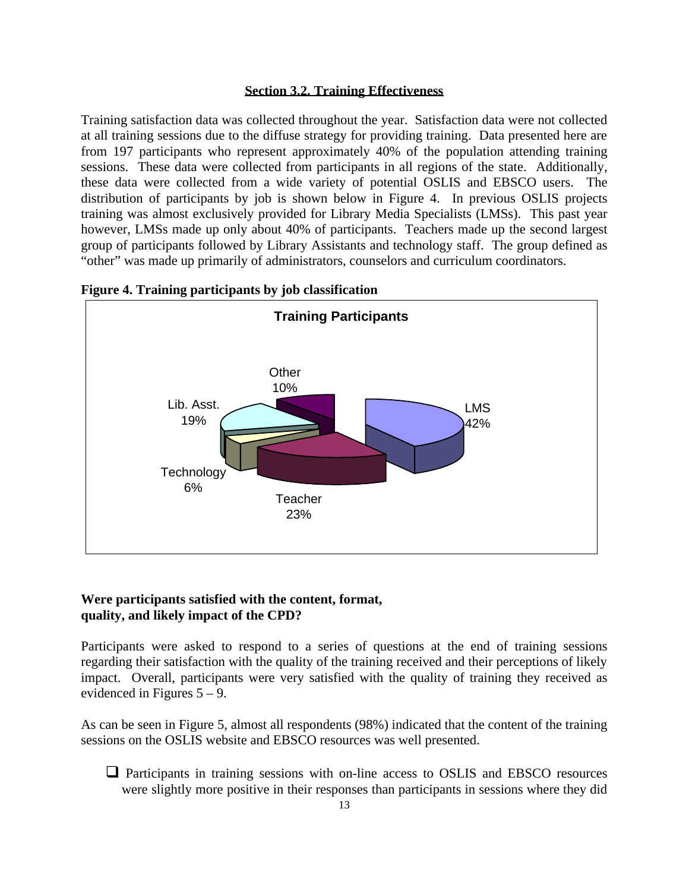### Section 3.2. Training Effectiveness

Training satisfaction data was collected throughout the year. Satisfaction data were not collected at all training sessions due to the diffuse strategy for providing training. Data presented here are from 197 participants who represent approximately 40% of the population attending training sessions. These data were collected from participants in all regions of the state. Additionally, these data were collected from a wide variety of potential OSLIS and EBSCO users. The distribution of participants by job is shown below in Figure 4. In previous OSLIS projects training was almost exclusively provided for Library Media Specialists (LMSs). This past year however, LMSs made up only about 40% of participants. Teachers made up the second largest group of participants followed by Library Assistants and technology staff. The group defined as "other" was made up primarily of administrators, counselors and curriculum coordinators.

**Figure 4. Training participants by job classification**

Training Participants

| Job | Percent |
|---|---|
| LMS | 42% |
| Teacher | 23% |
| Lib. Asst. | 19% |
| Other | 10% |
| Technology | 6% |

**Were participants satisfied with the content, format, quality, and likely impact of the CPD?**

Participants were asked to respond to a series of questions at the end of training sessions regarding their satisfaction with the quality of the training received and their perceptions of likely impact. Overall, participants were very satisfied with the quality of training they received as evidenced in Figures 5 – 9.

As can be seen in Figure 5, almost all respondents (98%) indicated that the content of the training sessions on the OSLIS website and EBSCO resources was well presented.

- Participants in training sessions with on-line access to OSLIS and EBSCO resources were slightly more positive in their responses than participants in sessions where they did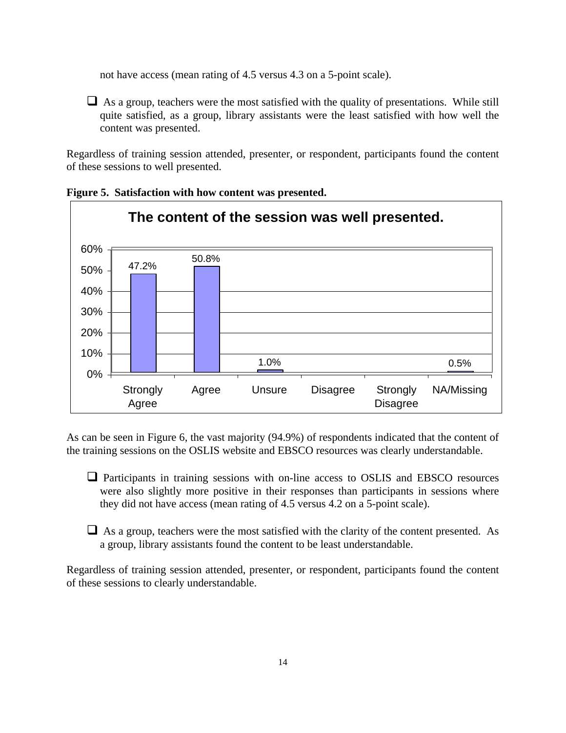not have access (mean rating of 4.5 versus 4.3 on a 5-point scale).

- As a group, teachers were the most satisfied with the quality of presentations. While still quite satisfied, as a group, library assistants were the least satisfied with how well the content was presented.

Regardless of training session attended, presenter, or respondent, participants found the content of these sessions to well presented.

**Figure 5. Satisfaction with how content was presented.**

**The content of the session was well presented.**

| Strongly Agree | Agree | Unsure | Disagree | Strongly Disagree | NA/Missing |
|---|---|---|---|---|---|
| 47.2% | 50.8% | 1.0% | | | 0.5% |

As can be seen in Figure 6, the vast majority (94.9%) of respondents indicated that the content of the training sessions on the OSLIS website and EBSCO resources was clearly understandable.

- Participants in training sessions with on-line access to OSLIS and EBSCO resources were also slightly more positive in their responses than participants in sessions where they did not have access (mean rating of 4.5 versus 4.2 on a 5-point scale).

- As a group, teachers were the most satisfied with the clarity of the content presented. As a group, library assistants found the content to be least understandable.

Regardless of training session attended, presenter, or respondent, participants found the content of these sessions to clearly understandable.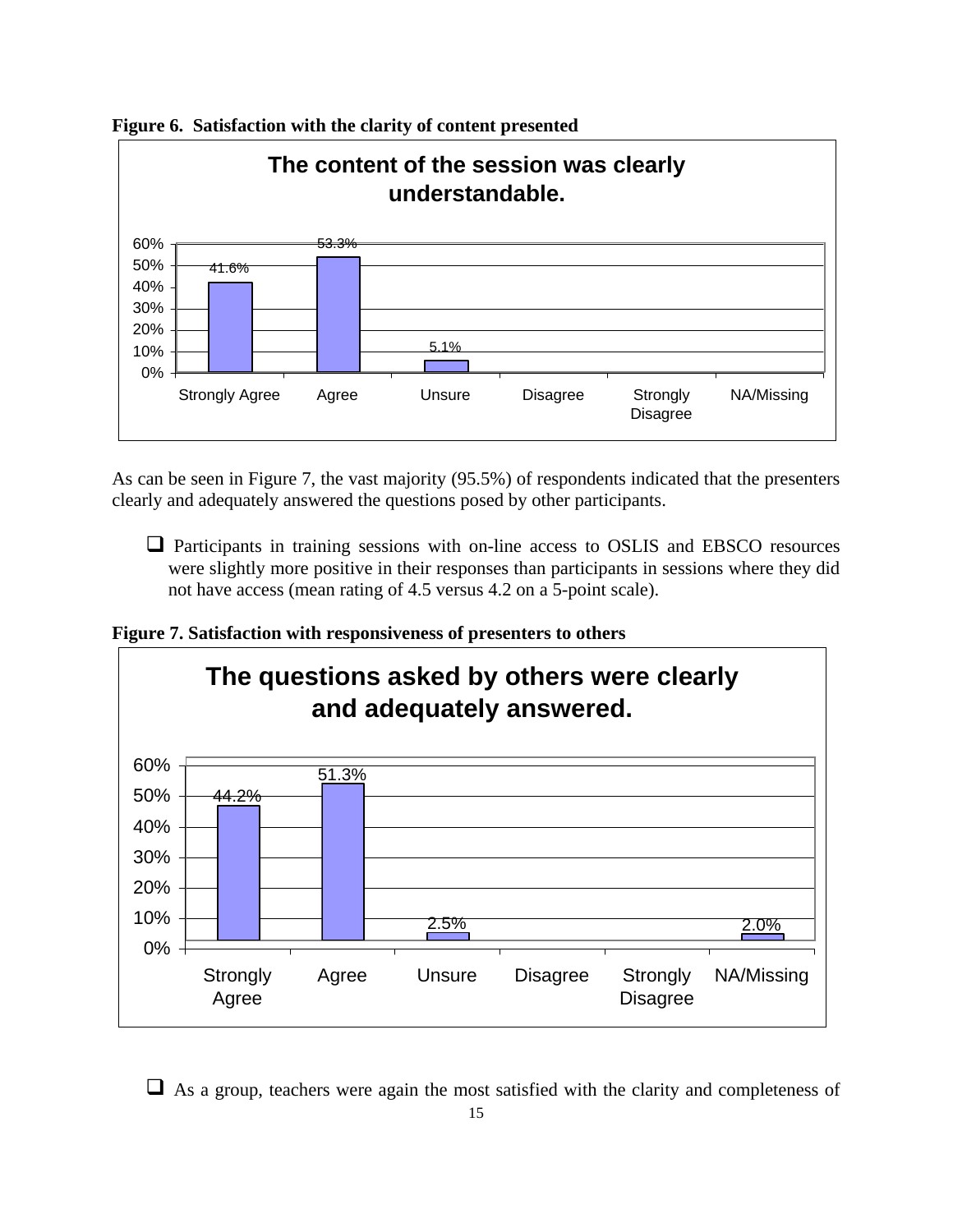**Figure 6. Satisfaction with the clarity of content presented**

**The content of the session was clearly understandable.**

| Response | Percent |
| --- | --- |
| Strongly Agree | 41.6% |
| Agree | 53.3% |
| Unsure | 5.1% |
| Disagree | |
| Strongly Disagree | |
| NA/Missing | |

As can be seen in Figure 7, the vast majority (95.5%) of respondents indicated that the presenters clearly and adequately answered the questions posed by other participants.

- Participants in training sessions with on-line access to OSLIS and EBSCO resources were slightly more positive in their responses than participants in sessions where they did not have access (mean rating of 4.5 versus 4.2 on a 5-point scale).

**Figure 7. Satisfaction with responsiveness of presenters to others**

**The questions asked by others were clearly and adequately answered.**

| Response | Percent |
| --- | --- |
| Strongly Agree | 44.2% |
| Agree | 51.3% |
| Unsure | 2.5% |
| Disagree | |
| Strongly Disagree | |
| NA/Missing | 2.0% |

- As a group, teachers were again the most satisfied with the clarity and completeness of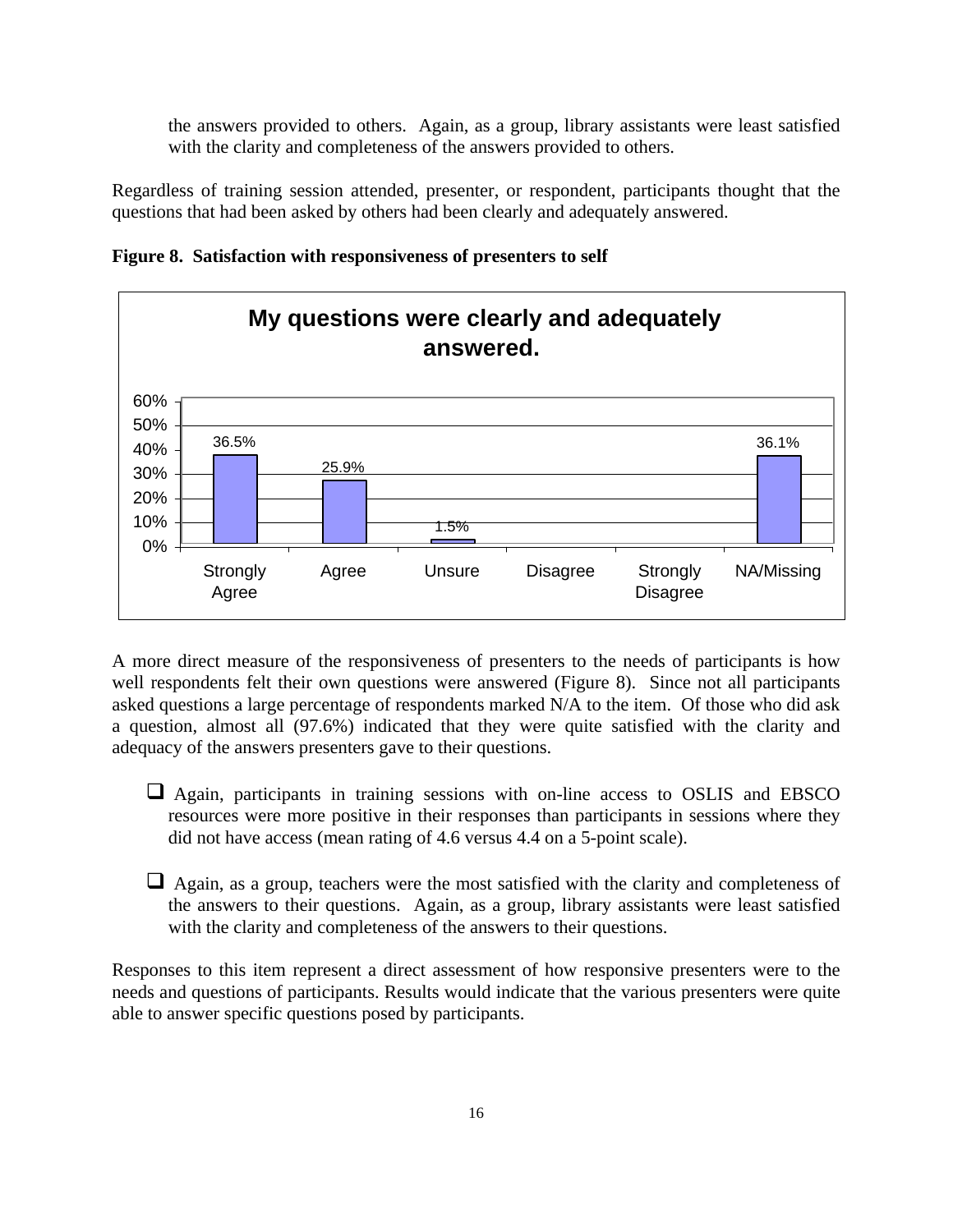the answers provided to others. Again, as a group, library assistants were least satisfied with the clarity and completeness of the answers provided to others.

Regardless of training session attended, presenter, or respondent, participants thought that the questions that had been asked by others had been clearly and adequately answered.

**Figure 8. Satisfaction with responsiveness of presenters to self**

**My questions were clearly and adequately answered.**

| Response | Percent |
|---|---|
| Strongly Agree | 36.5% |
| Agree | 25.9% |
| Unsure | 1.5% |
| Disagree | |
| Strongly Disagree | |
| NA/Missing | 36.1% |

A more direct measure of the responsiveness of presenters to the needs of participants is how well respondents felt their own questions were answered (Figure 8). Since not all participants asked questions a large percentage of respondents marked N/A to the item. Of those who did ask a question, almost all (97.6%) indicated that they were quite satisfied with the clarity and adequacy of the answers presenters gave to their questions.

- Again, participants in training sessions with on-line access to OSLIS and EBSCO resources were more positive in their responses than participants in sessions where they did not have access (mean rating of 4.6 versus 4.4 on a 5-point scale).

- Again, as a group, teachers were the most satisfied with the clarity and completeness of the answers to their questions. Again, as a group, library assistants were least satisfied with the clarity and completeness of the answers to their questions.

Responses to this item represent a direct assessment of how responsive presenters were to the needs and questions of participants. Results would indicate that the various presenters were quite able to answer specific questions posed by participants.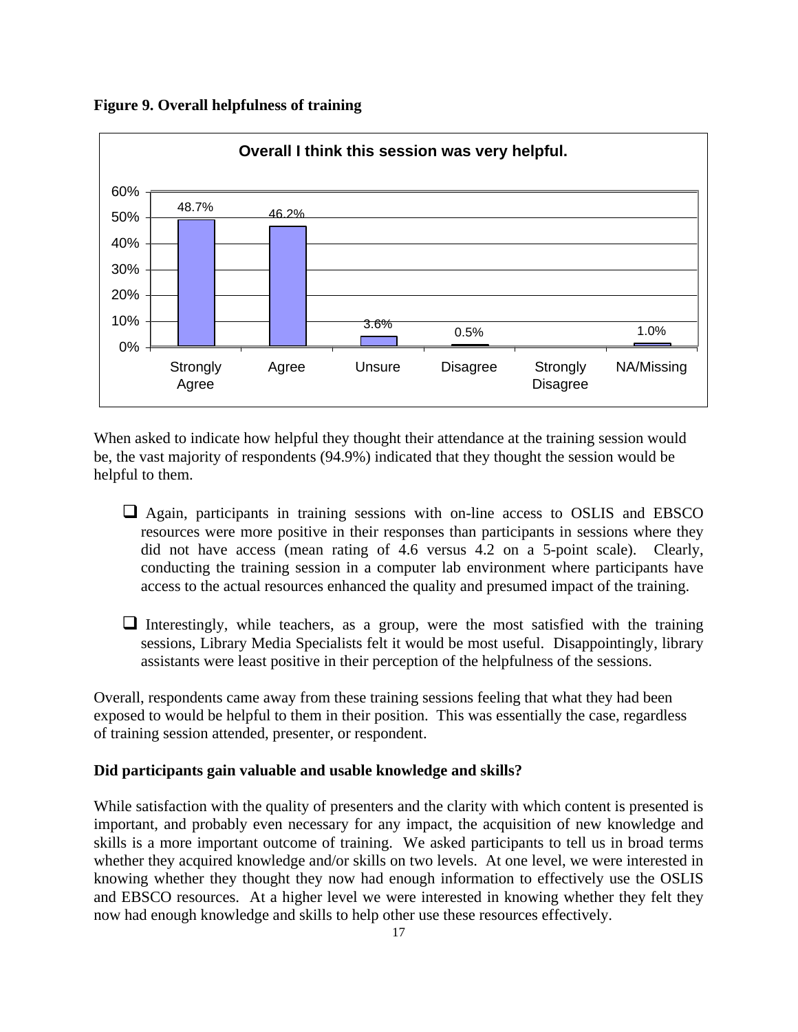**Figure 9. Overall helpfulness of training**

**Overall I think this session was very helpful.**

| Response | Percent |
|---|---|
| Strongly Agree | 48.7% |
| Agree | 46.2% |
| Unsure | 3.6% |
| Disagree | 0.5% |
| Strongly Disagree | |
| NA/Missing | 1.0% |

When asked to indicate how helpful they thought their attendance at the training session would be, the vast majority of respondents (94.9%) indicated that they thought the session would be helpful to them.

- Again, participants in training sessions with on-line access to OSLIS and EBSCO resources were more positive in their responses than participants in sessions where they did not have access (mean rating of 4.6 versus 4.2 on a 5-point scale). Clearly, conducting the training session in a computer lab environment where participants have access to the actual resources enhanced the quality and presumed impact of the training.

- Interestingly, while teachers, as a group, were the most satisfied with the training sessions, Library Media Specialists felt it would be most useful. Disappointingly, library assistants were least positive in their perception of the helpfulness of the sessions.

Overall, respondents came away from these training sessions feeling that what they had been exposed to would be helpful to them in their position. This was essentially the case, regardless of training session attended, presenter, or respondent.

**Did participants gain valuable and usable knowledge and skills?**

While satisfaction with the quality of presenters and the clarity with which content is presented is important, and probably even necessary for any impact, the acquisition of new knowledge and skills is a more important outcome of training. We asked participants to tell us in broad terms whether they acquired knowledge and/or skills on two levels. At one level, we were interested in knowing whether they thought they now had enough information to effectively use the OSLIS and EBSCO resources. At a higher level we were interested in knowing whether they felt they now had enough knowledge and skills to help other use these resources effectively.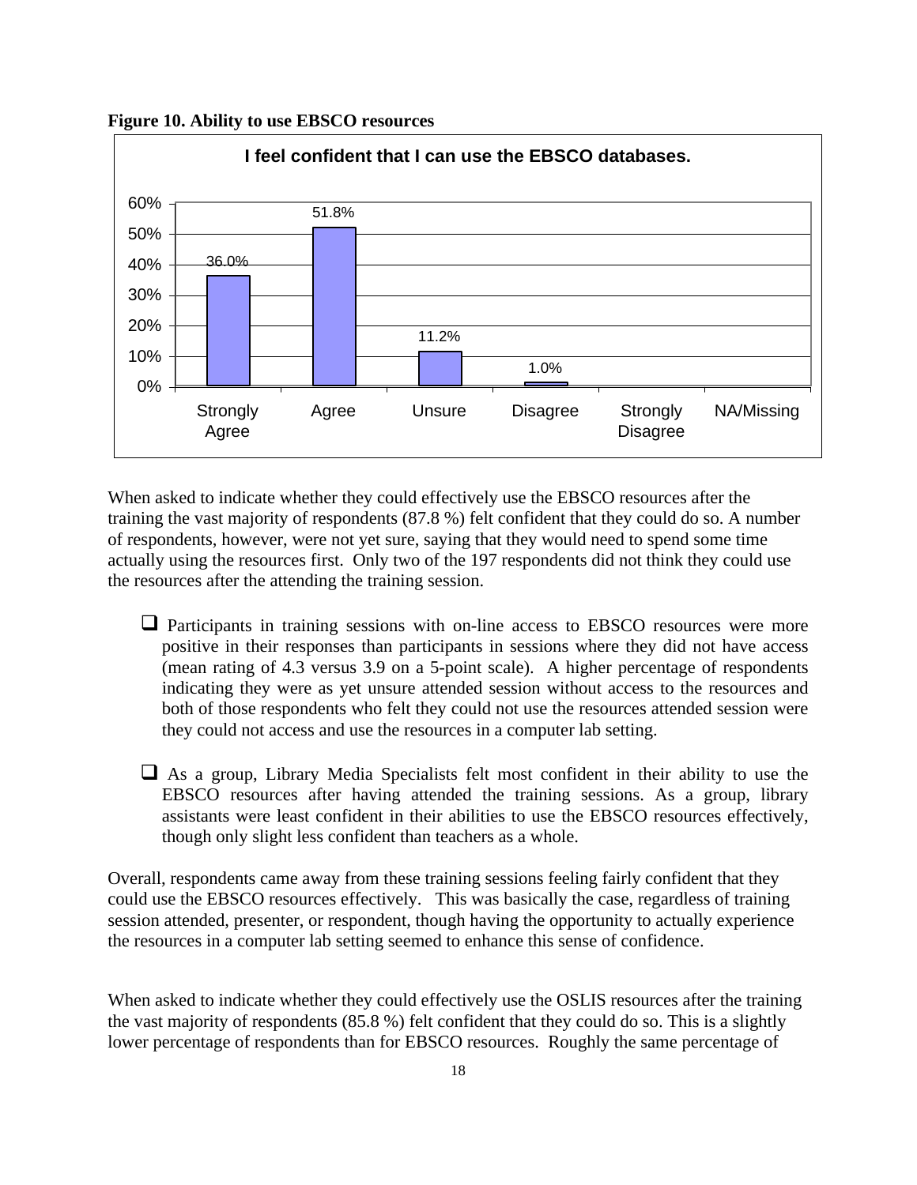**Figure 10. Ability to use EBSCO resources**

I feel confident that I can use the EBSCO databases.

| Response | Percentage |
|---|---|
| Strongly Agree | 36.0% |
| Agree | 51.8% |
| Unsure | 11.2% |
| Disagree | 1.0% |
| Strongly Disagree | |
| NA/Missing | |

When asked to indicate whether they could effectively use the EBSCO resources after the training the vast majority of respondents (87.8 %) felt confident that they could do so. A number of respondents, however, were not yet sure, saying that they would need to spend some time actually using the resources first. Only two of the 197 respondents did not think they could use the resources after the attending the training session.

- Participants in training sessions with on-line access to EBSCO resources were more positive in their responses than participants in sessions where they did not have access (mean rating of 4.3 versus 3.9 on a 5-point scale). A higher percentage of respondents indicating they were as yet unsure attended session without access to the resources and both of those respondents who felt they could not use the resources attended session were they could not access and use the resources in a computer lab setting.

- As a group, Library Media Specialists felt most confident in their ability to use the EBSCO resources after having attended the training sessions. As a group, library assistants were least confident in their abilities to use the EBSCO resources effectively, though only slight less confident than teachers as a whole.

Overall, respondents came away from these training sessions feeling fairly confident that they could use the EBSCO resources effectively. This was basically the case, regardless of training session attended, presenter, or respondent, though having the opportunity to actually experience the resources in a computer lab setting seemed to enhance this sense of confidence.

When asked to indicate whether they could effectively use the OSLIS resources after the training the vast majority of respondents (85.8 %) felt confident that they could do so. This is a slightly lower percentage of respondents than for EBSCO resources. Roughly the same percentage of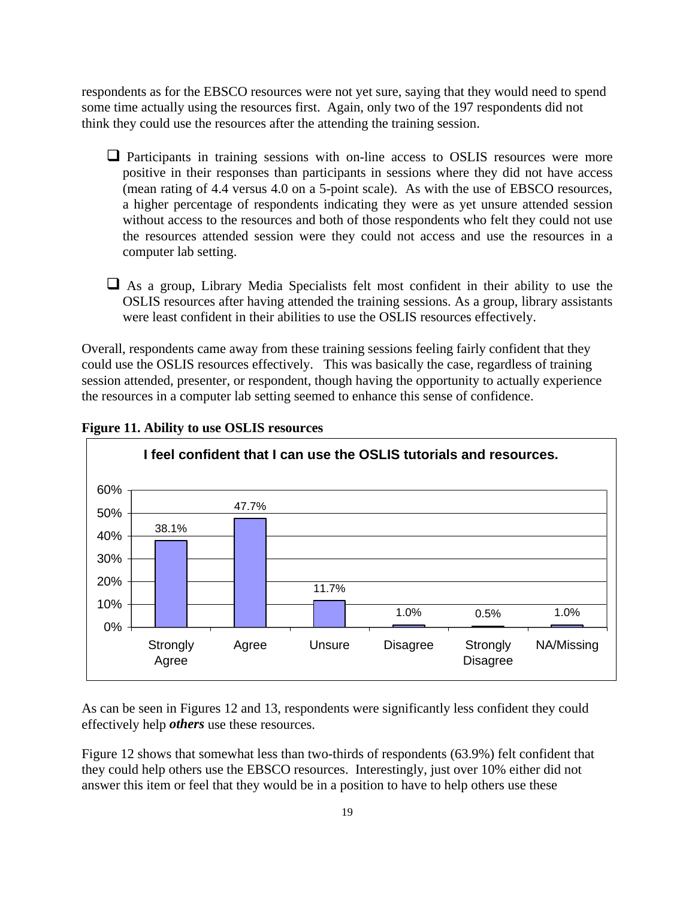respondents as for the EBSCO resources were not yet sure, saying that they would need to spend some time actually using the resources first. Again, only two of the 197 respondents did not think they could use the resources after the attending the training session.

- Participants in training sessions with on-line access to OSLIS resources were more positive in their responses than participants in sessions where they did not have access (mean rating of 4.4 versus 4.0 on a 5-point scale). As with the use of EBSCO resources, a higher percentage of respondents indicating they were as yet unsure attended session without access to the resources and both of those respondents who felt they could not use the resources attended session were they could not access and use the resources in a computer lab setting.

- As a group, Library Media Specialists felt most confident in their ability to use the OSLIS resources after having attended the training sessions. As a group, library assistants were least confident in their abilities to use the OSLIS resources effectively.

Overall, respondents came away from these training sessions feeling fairly confident that they could use the OSLIS resources effectively. This was basically the case, regardless of training session attended, presenter, or respondent, though having the opportunity to actually experience the resources in a computer lab setting seemed to enhance this sense of confidence.

**Figure 11. Ability to use OSLIS resources**

**I feel confident that I can use the OSLIS tutorials and resources.**

| Strongly Agree | Agree | Unsure | Disagree | Strongly Disagree | NA/Missing |
|---|---|---|---|---|---|
| 38.1% | 47.7% | 11.7% | 1.0% | 0.5% | 1.0% |

As can be seen in Figures 12 and 13, respondents were significantly less confident they could effectively help ***others*** use these resources.

Figure 12 shows that somewhat less than two-thirds of respondents (63.9%) felt confident that they could help others use the EBSCO resources. Interestingly, just over 10% either did not answer this item or feel that they would be in a position to have to help others use these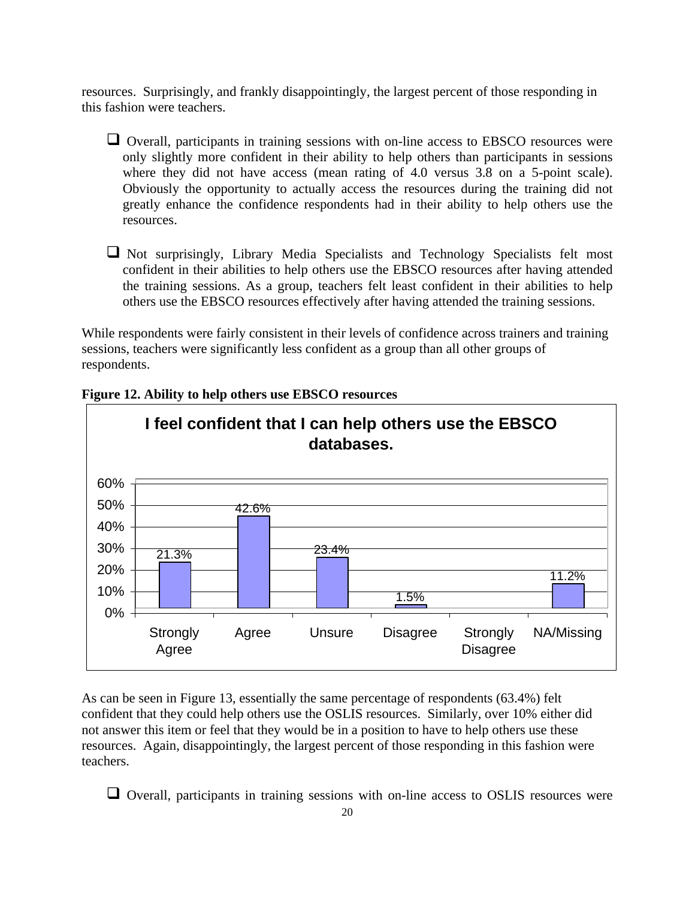resources. Surprisingly, and frankly disappointingly, the largest percent of those responding in this fashion were teachers.

- Overall, participants in training sessions with on-line access to EBSCO resources were only slightly more confident in their ability to help others than participants in sessions where they did not have access (mean rating of 4.0 versus 3.8 on a 5-point scale). Obviously the opportunity to actually access the resources during the training did not greatly enhance the confidence respondents had in their ability to help others use the resources.

- Not surprisingly, Library Media Specialists and Technology Specialists felt most confident in their abilities to help others use the EBSCO resources after having attended the training sessions. As a group, teachers felt least confident in their abilities to help others use the EBSCO resources effectively after having attended the training sessions.

While respondents were fairly consistent in their levels of confidence across trainers and training sessions, teachers were significantly less confident as a group than all other groups of respondents.

**Figure 12. Ability to help others use EBSCO resources**

**I feel confident that I can help others use the EBSCO databases.**

| Strongly Agree | Agree | Unsure | Disagree | Strongly Disagree | NA/Missing |
| --- | --- | --- | --- | --- | --- |
| 21.3% | 42.6% | 23.4% | 1.5% | | 11.2% |

As can be seen in Figure 13, essentially the same percentage of respondents (63.4%) felt confident that they could help others use the OSLIS resources. Similarly, over 10% either did not answer this item or feel that they would be in a position to have to help others use these resources. Again, disappointingly, the largest percent of those responding in this fashion were teachers.

- Overall, participants in training sessions with on-line access to OSLIS resources were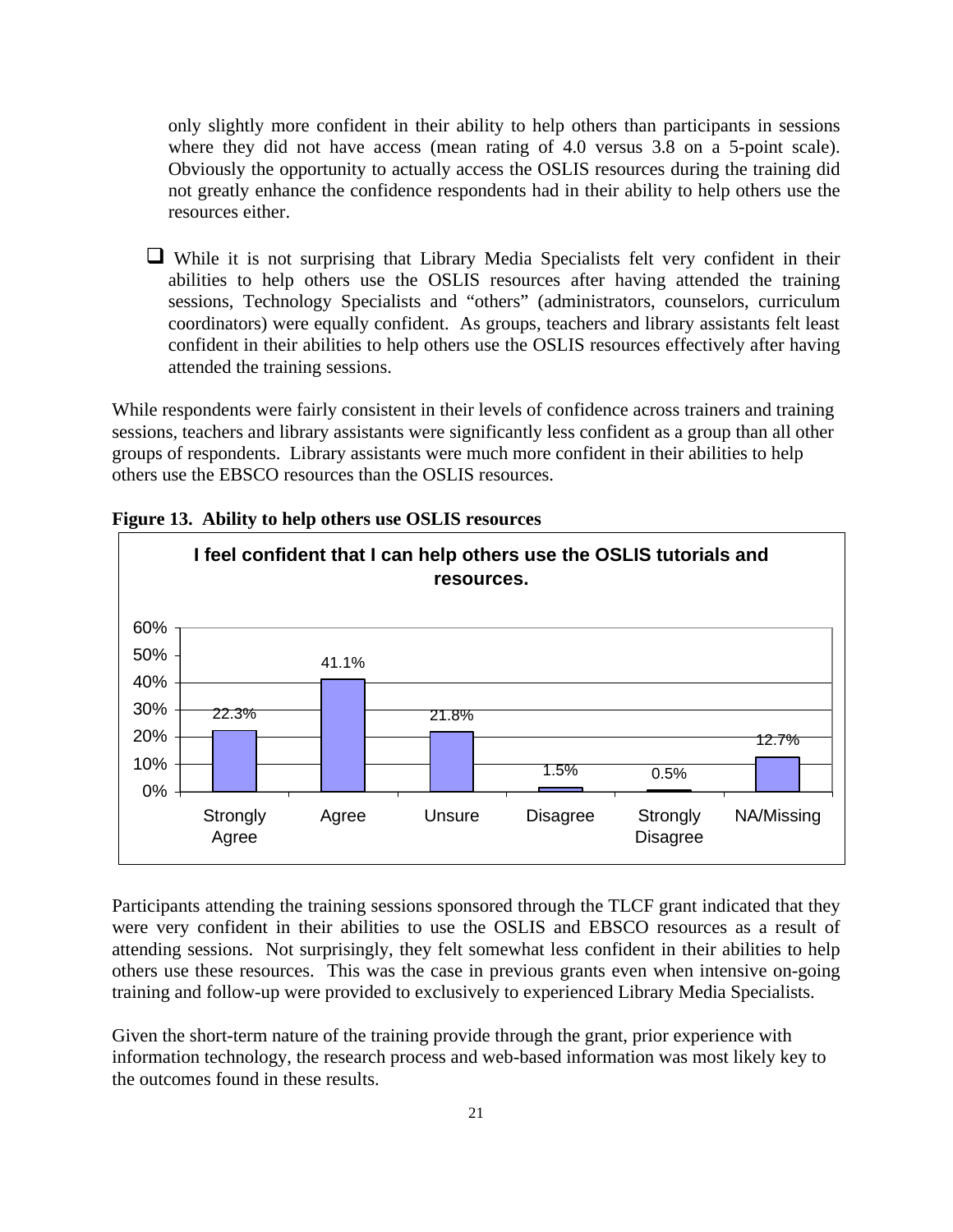only slightly more confident in their ability to help others than participants in sessions where they did not have access (mean rating of 4.0 versus 3.8 on a 5-point scale). Obviously the opportunity to actually access the OSLIS resources during the training did not greatly enhance the confidence respondents had in their ability to help others use the resources either.

- While it is not surprising that Library Media Specialists felt very confident in their abilities to help others use the OSLIS resources after having attended the training sessions, Technology Specialists and "others" (administrators, counselors, curriculum coordinators) were equally confident. As groups, teachers and library assistants felt least confident in their abilities to help others use the OSLIS resources effectively after having attended the training sessions.

While respondents were fairly consistent in their levels of confidence across trainers and training sessions, teachers and library assistants were significantly less confident as a group than all other groups of respondents. Library assistants were much more confident in their abilities to help others use the EBSCO resources than the OSLIS resources.

**Figure 13. Ability to help others use OSLIS resources**

**I feel confident that I can help others use the OSLIS tutorials and resources.**

| Strongly Agree | Agree | Unsure | Disagree | Strongly Disagree | NA/Missing |
|---|---|---|---|---|---|
| 22.3% | 41.1% | 21.8% | 1.5% | 0.5% | 12.7% |

Participants attending the training sessions sponsored through the TLCF grant indicated that they were very confident in their abilities to use the OSLIS and EBSCO resources as a result of attending sessions. Not surprisingly, they felt somewhat less confident in their abilities to help others use these resources. This was the case in previous grants even when intensive on-going training and follow-up were provided to exclusively to experienced Library Media Specialists.

Given the short-term nature of the training provide through the grant, prior experience with information technology, the research process and web-based information was most likely key to the outcomes found in these results.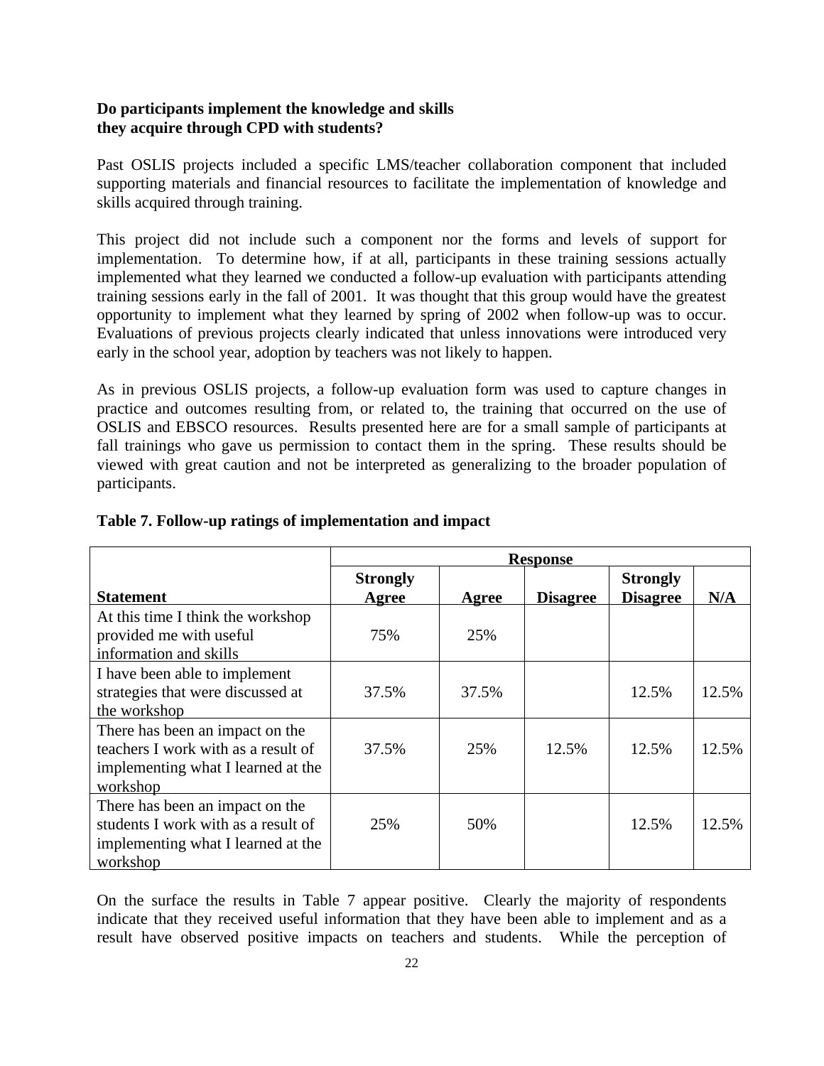**Do participants implement the knowledge and skills they acquire through CPD with students?**

Past OSLIS projects included a specific LMS/teacher collaboration component that included supporting materials and financial resources to facilitate the implementation of knowledge and skills acquired through training.

This project did not include such a component nor the forms and levels of support for implementation. To determine how, if at all, participants in these training sessions actually implemented what they learned we conducted a follow-up evaluation with participants attending training sessions early in the fall of 2001. It was thought that this group would have the greatest opportunity to implement what they learned by spring of 2002 when follow-up was to occur. Evaluations of previous projects clearly indicated that unless innovations were introduced very early in the school year, adoption by teachers was not likely to happen.

As in previous OSLIS projects, a follow-up evaluation form was used to capture changes in practice and outcomes resulting from, or related to, the training that occurred on the use of OSLIS and EBSCO resources. Results presented here are for a small sample of participants at fall trainings who gave us permission to contact them in the spring. These results should be viewed with great caution and not be interpreted as generalizing to the broader population of participants.

**Table 7. Follow-up ratings of implementation and impact**

| | Response | | | | |
|---|---|---|---|---|---|
| **Statement** | **Strongly Agree** | **Agree** | **Disagree** | **Strongly Disagree** | **N/A** |
| At this time I think the workshop provided me with useful information and skills | 75% | 25% | | | |
| I have been able to implement strategies that were discussed at the workshop | 37.5% | 37.5% | | 12.5% | 12.5% |
| There has been an impact on the teachers I work with as a result of implementing what I learned at the workshop | 37.5% | 25% | 12.5% | 12.5% | 12.5% |
| There has been an impact on the students I work with as a result of implementing what I learned at the workshop | 25% | 50% | | 12.5% | 12.5% |

On the surface the results in Table 7 appear positive. Clearly the majority of respondents indicate that they received useful information that they have been able to implement and as a result have observed positive impacts on teachers and students. While the perception of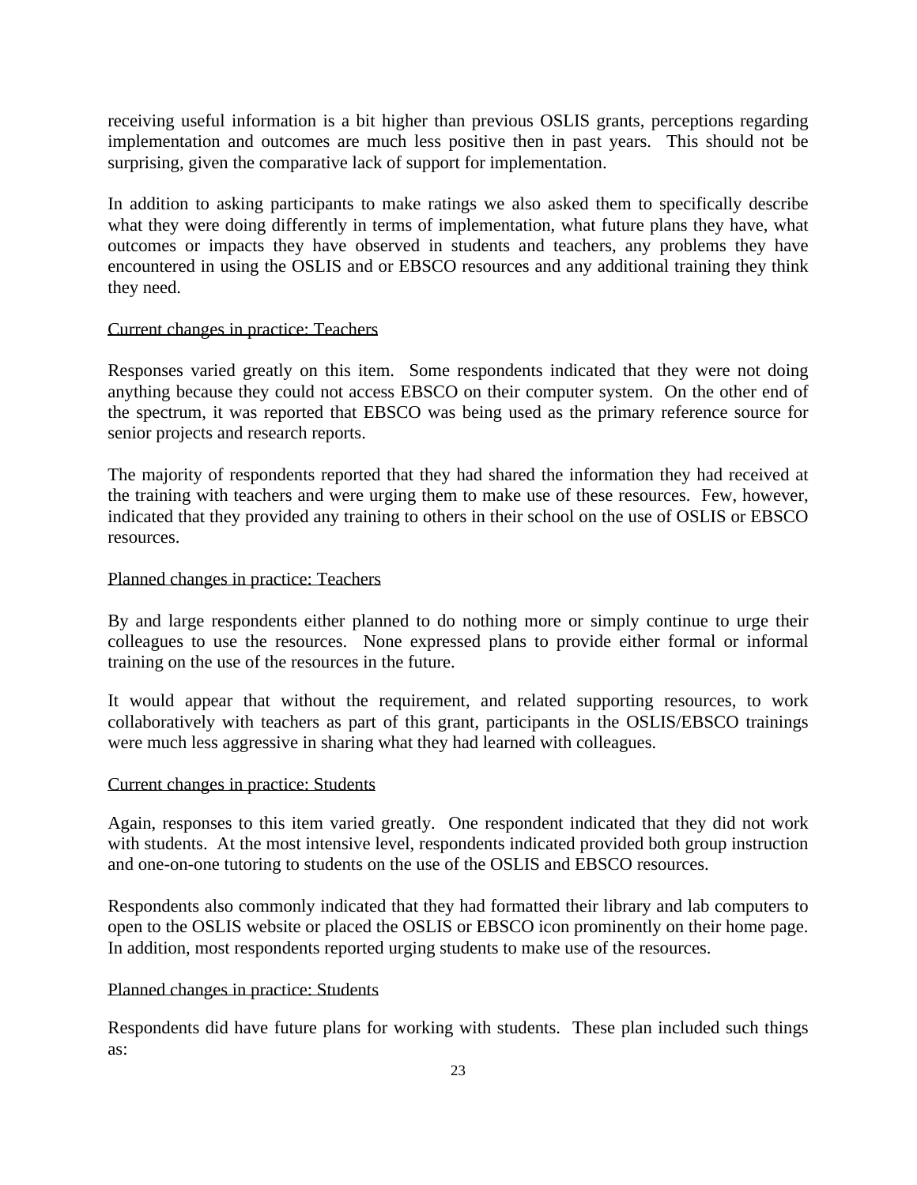receiving useful information is a bit higher than previous OSLIS grants, perceptions regarding implementation and outcomes are much less positive then in past years. This should not be surprising, given the comparative lack of support for implementation.

In addition to asking participants to make ratings we also asked them to specifically describe what they were doing differently in terms of implementation, what future plans they have, what outcomes or impacts they have observed in students and teachers, any problems they have encountered in using the OSLIS and or EBSCO resources and any additional training they think they need.

Current changes in practice: Teachers

Responses varied greatly on this item. Some respondents indicated that they were not doing anything because they could not access EBSCO on their computer system. On the other end of the spectrum, it was reported that EBSCO was being used as the primary reference source for senior projects and research reports.

The majority of respondents reported that they had shared the information they had received at the training with teachers and were urging them to make use of these resources. Few, however, indicated that they provided any training to others in their school on the use of OSLIS or EBSCO resources.

Planned changes in practice: Teachers

By and large respondents either planned to do nothing more or simply continue to urge their colleagues to use the resources. None expressed plans to provide either formal or informal training on the use of the resources in the future.

It would appear that without the requirement, and related supporting resources, to work collaboratively with teachers as part of this grant, participants in the OSLIS/EBSCO trainings were much less aggressive in sharing what they had learned with colleagues.

Current changes in practice: Students

Again, responses to this item varied greatly. One respondent indicated that they did not work with students. At the most intensive level, respondents indicated provided both group instruction and one-on-one tutoring to students on the use of the OSLIS and EBSCO resources.

Respondents also commonly indicated that they had formatted their library and lab computers to open to the OSLIS website or placed the OSLIS or EBSCO icon prominently on their home page. In addition, most respondents reported urging students to make use of the resources.

Planned changes in practice: Students

Respondents did have future plans for working with students. These plan included such things as: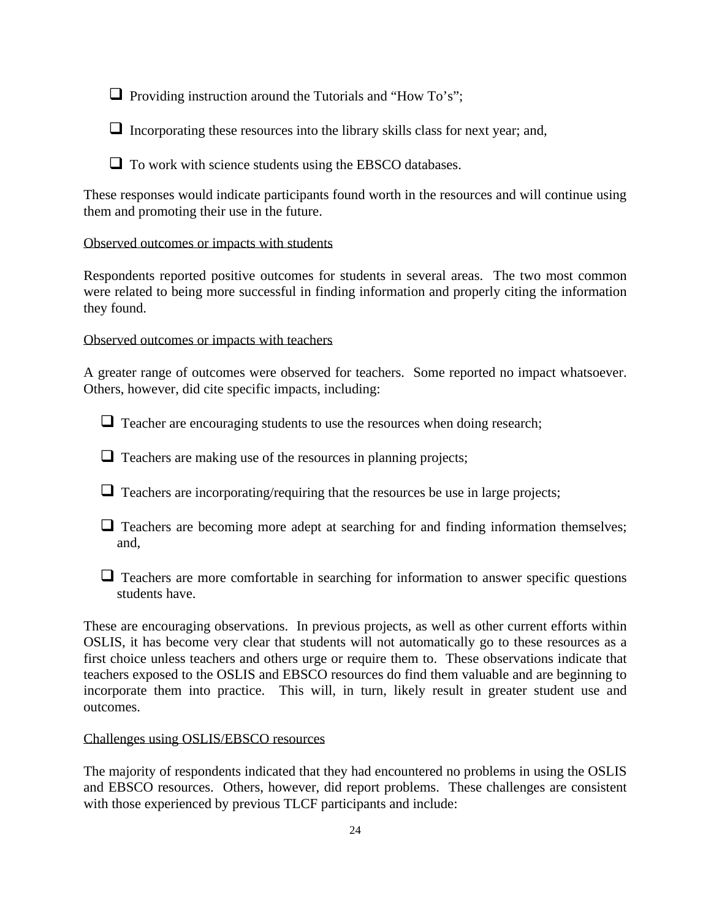- Providing instruction around the Tutorials and "How To's";
- Incorporating these resources into the library skills class for next year; and,
- To work with science students using the EBSCO databases.

These responses would indicate participants found worth in the resources and will continue using them and promoting their use in the future.

Observed outcomes or impacts with students

Respondents reported positive outcomes for students in several areas. The two most common were related to being more successful in finding information and properly citing the information they found.

Observed outcomes or impacts with teachers

A greater range of outcomes were observed for teachers. Some reported no impact whatsoever. Others, however, did cite specific impacts, including:

- Teacher are encouraging students to use the resources when doing research;
- Teachers are making use of the resources in planning projects;
- Teachers are incorporating/requiring that the resources be use in large projects;
- Teachers are becoming more adept at searching for and finding information themselves; and,
- Teachers are more comfortable in searching for information to answer specific questions students have.

These are encouraging observations. In previous projects, as well as other current efforts within OSLIS, it has become very clear that students will not automatically go to these resources as a first choice unless teachers and others urge or require them to. These observations indicate that teachers exposed to the OSLIS and EBSCO resources do find them valuable and are beginning to incorporate them into practice. This will, in turn, likely result in greater student use and outcomes.

Challenges using OSLIS/EBSCO resources

The majority of respondents indicated that they had encountered no problems in using the OSLIS and EBSCO resources. Others, however, did report problems. These challenges are consistent with those experienced by previous TLCF participants and include: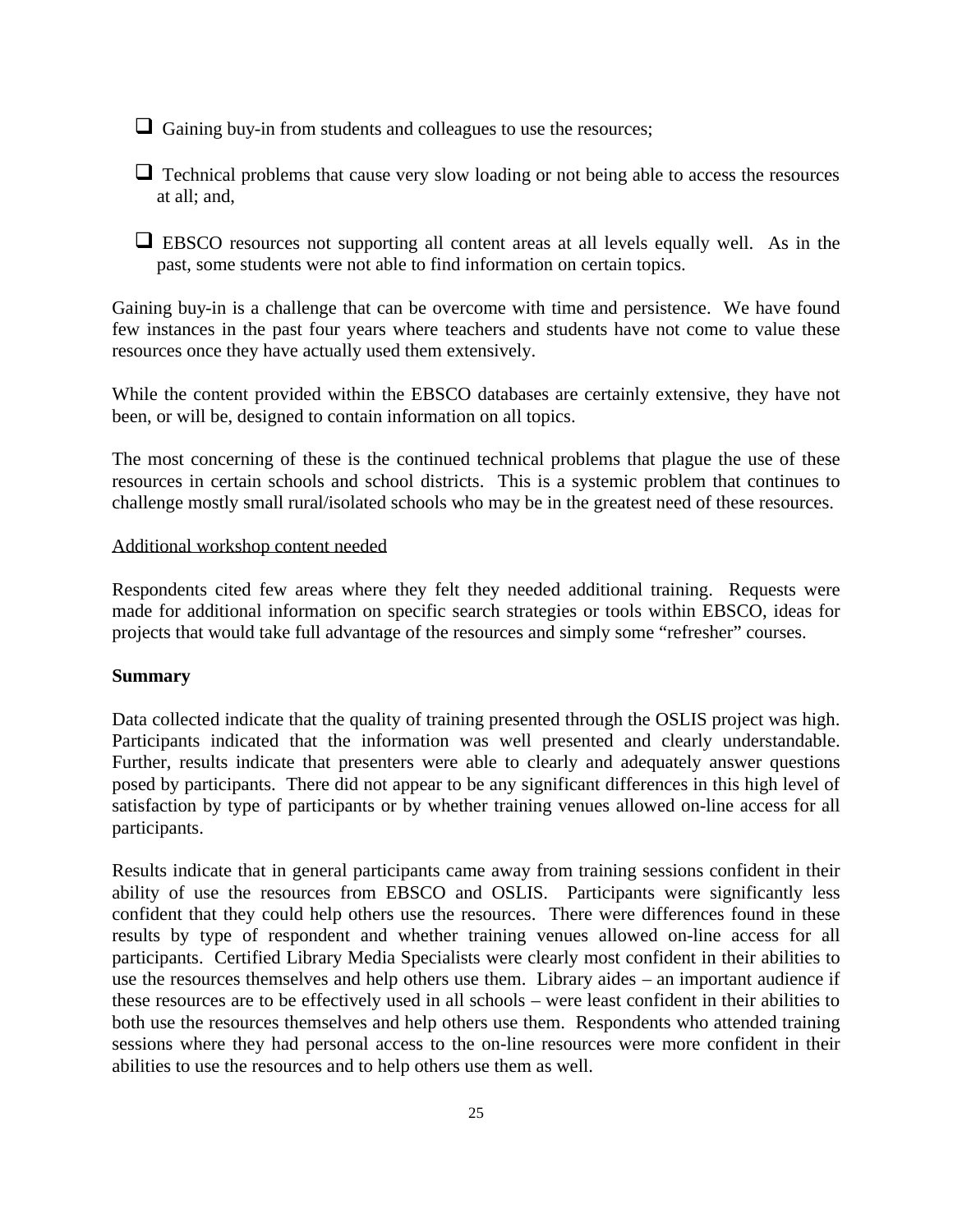- Gaining buy-in from students and colleagues to use the resources;

- Technical problems that cause very slow loading or not being able to access the resources at all; and,

- EBSCO resources not supporting all content areas at all levels equally well. As in the past, some students were not able to find information on certain topics.

Gaining buy-in is a challenge that can be overcome with time and persistence. We have found few instances in the past four years where teachers and students have not come to value these resources once they have actually used them extensively.

While the content provided within the EBSCO databases are certainly extensive, they have not been, or will be, designed to contain information on all topics.

The most concerning of these is the continued technical problems that plague the use of these resources in certain schools and school districts. This is a systemic problem that continues to challenge mostly small rural/isolated schools who may be in the greatest need of these resources.

Additional workshop content needed

Respondents cited few areas where they felt they needed additional training. Requests were made for additional information on specific search strategies or tools within EBSCO, ideas for projects that would take full advantage of the resources and simply some "refresher" courses.

**Summary**

Data collected indicate that the quality of training presented through the OSLIS project was high. Participants indicated that the information was well presented and clearly understandable. Further, results indicate that presenters were able to clearly and adequately answer questions posed by participants. There did not appear to be any significant differences in this high level of satisfaction by type of participants or by whether training venues allowed on-line access for all participants.

Results indicate that in general participants came away from training sessions confident in their ability of use the resources from EBSCO and OSLIS. Participants were significantly less confident that they could help others use the resources. There were differences found in these results by type of respondent and whether training venues allowed on-line access for all participants. Certified Library Media Specialists were clearly most confident in their abilities to use the resources themselves and help others use them. Library aides – an important audience if these resources are to be effectively used in all schools – were least confident in their abilities to both use the resources themselves and help others use them. Respondents who attended training sessions where they had personal access to the on-line resources were more confident in their abilities to use the resources and to help others use them as well.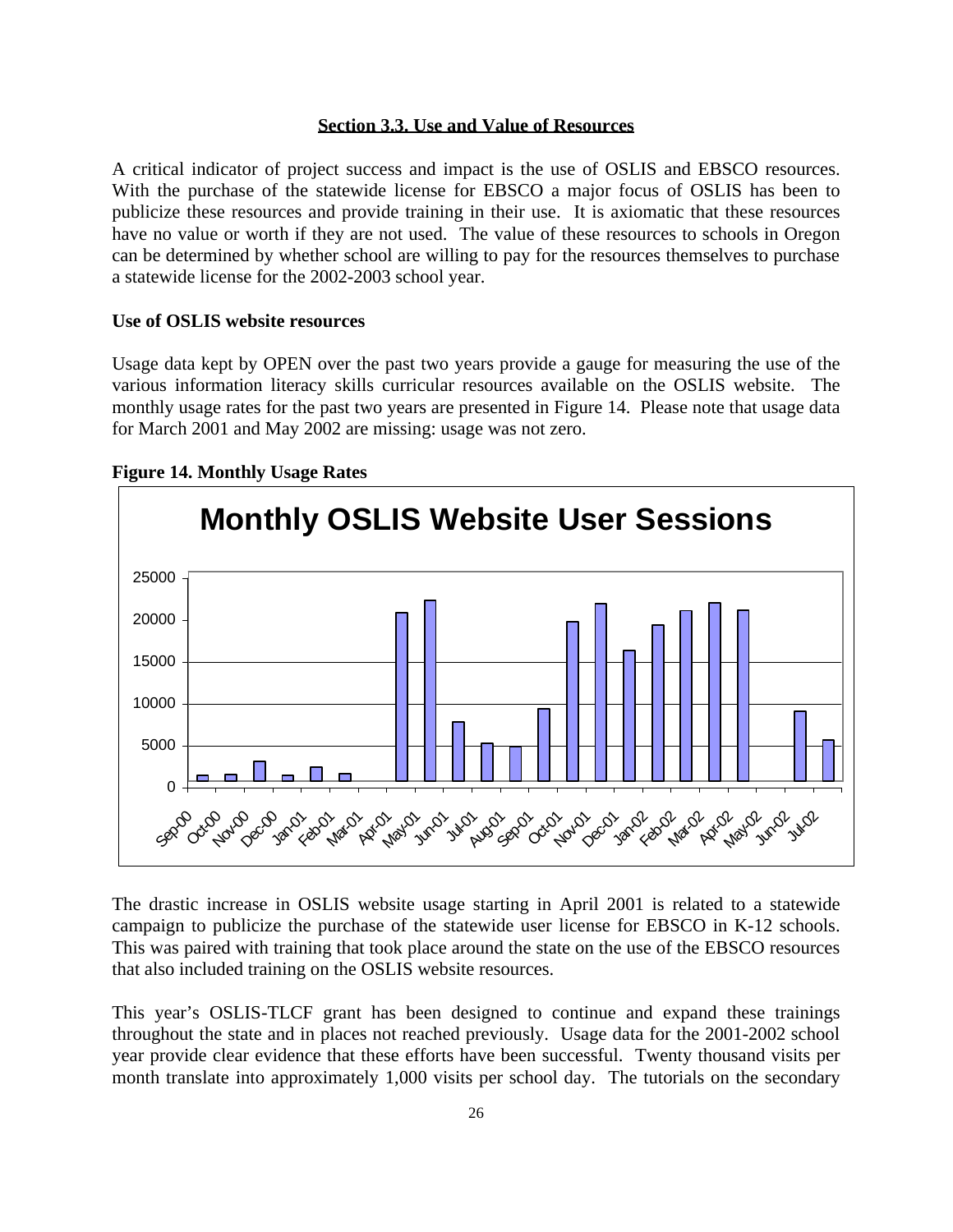## Section 3.3. Use and Value of Resources

A critical indicator of project success and impact is the use of OSLIS and EBSCO resources. With the purchase of the statewide license for EBSCO a major focus of OSLIS has been to publicize these resources and provide training in their use. It is axiomatic that these resources have no value or worth if they are not used. The value of these resources to schools in Oregon can be determined by whether school are willing to pay for the resources themselves to purchase a statewide license for the 2002-2003 school year.

**Use of OSLIS website resources**

Usage data kept by OPEN over the past two years provide a gauge for measuring the use of the various information literacy skills curricular resources available on the OSLIS website. The monthly usage rates for the past two years are presented in Figure 14. Please note that usage data for March 2001 and May 2002 are missing: usage was not zero.

**Figure 14. Monthly Usage Rates**

**Monthly OSLIS Website User Sessions**

The drastic increase in OSLIS website usage starting in April 2001 is related to a statewide campaign to publicize the purchase of the statewide user license for EBSCO in K-12 schools. This was paired with training that took place around the state on the use of the EBSCO resources that also included training on the OSLIS website resources.

This year's OSLIS-TLCF grant has been designed to continue and expand these trainings throughout the state and in places not reached previously. Usage data for the 2001-2002 school year provide clear evidence that these efforts have been successful. Twenty thousand visits per month translate into approximately 1,000 visits per school day. The tutorials on the secondary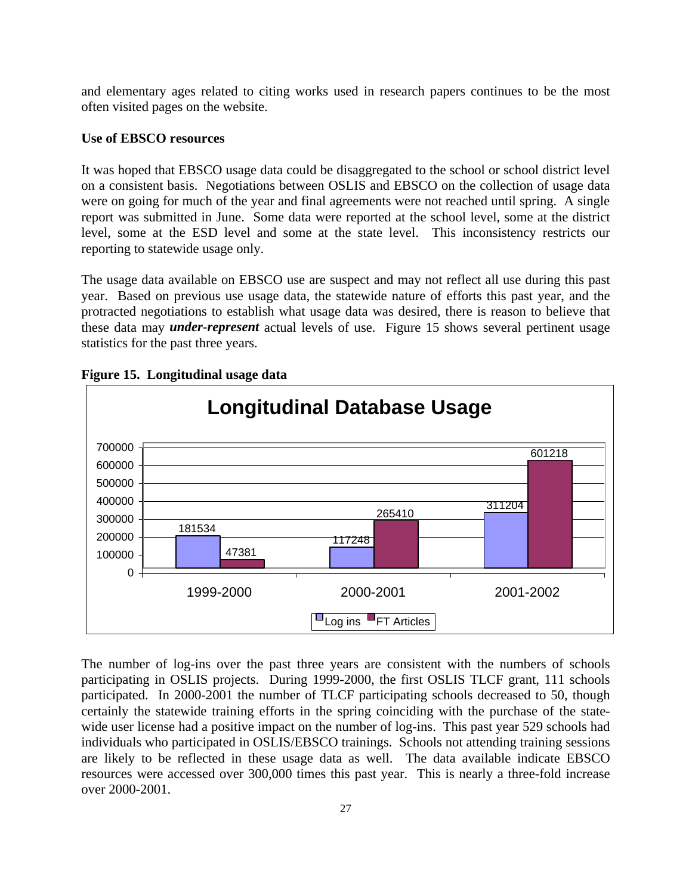and elementary ages related to citing works used in research papers continues to be the most often visited pages on the website.

### Use of EBSCO resources

It was hoped that EBSCO usage data could be disaggregated to the school or school district level on a consistent basis. Negotiations between OSLIS and EBSCO on the collection of usage data were on going for much of the year and final agreements were not reached until spring. A single report was submitted in June. Some data were reported at the school level, some at the district level, some at the ESD level and some at the state level. This inconsistency restricts our reporting to statewide usage only.

The usage data available on EBSCO use are suspect and may not reflect all use during this past year. Based on previous use usage data, the statewide nature of efforts this past year, and the protracted negotiations to establish what usage data was desired, there is reason to believe that these data may ***under-represent*** actual levels of use. Figure 15 shows several pertinent usage statistics for the past three years.

**Figure 15. Longitudinal usage data**

**Longitudinal Database Usage**

| | Log ins | FT Articles |
|---|---|---|
| 1999-2000 | 181534 | 47381 |
| 2000-2001 | 117248 | 265410 |
| 2001-2002 | 311204 | 601218 |

The number of log-ins over the past three years are consistent with the numbers of schools participating in OSLIS projects. During 1999-2000, the first OSLIS TLCF grant, 111 schools participated. In 2000-2001 the number of TLCF participating schools decreased to 50, though certainly the statewide training efforts in the spring coinciding with the purchase of the state-wide user license had a positive impact on the number of log-ins. This past year 529 schools had individuals who participated in OSLIS/EBSCO trainings. Schools not attending training sessions are likely to be reflected in these usage data as well. The data available indicate EBSCO resources were accessed over 300,000 times this past year. This is nearly a three-fold increase over 2000-2001.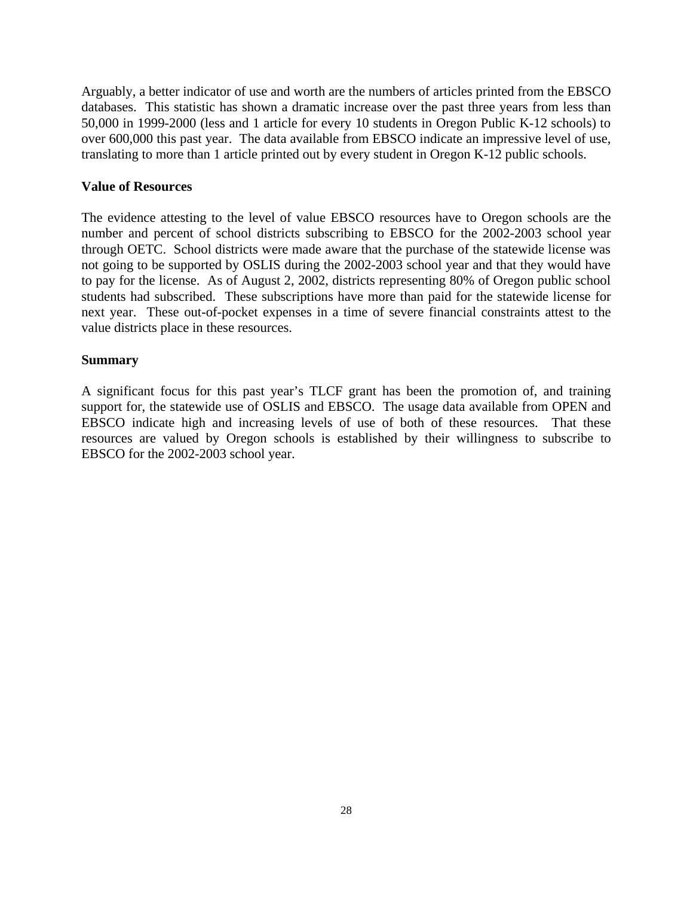Arguably, a better indicator of use and worth are the numbers of articles printed from the EBSCO databases. This statistic has shown a dramatic increase over the past three years from less than 50,000 in 1999-2000 (less and 1 article for every 10 students in Oregon Public K-12 schools) to over 600,000 this past year. The data available from EBSCO indicate an impressive level of use, translating to more than 1 article printed out by every student in Oregon K-12 public schools.

**Value of Resources**

The evidence attesting to the level of value EBSCO resources have to Oregon schools are the number and percent of school districts subscribing to EBSCO for the 2002-2003 school year through OETC. School districts were made aware that the purchase of the statewide license was not going to be supported by OSLIS during the 2002-2003 school year and that they would have to pay for the license. As of August 2, 2002, districts representing 80% of Oregon public school students had subscribed. These subscriptions have more than paid for the statewide license for next year. These out-of-pocket expenses in a time of severe financial constraints attest to the value districts place in these resources.

**Summary**

A significant focus for this past year's TLCF grant has been the promotion of, and training support for, the statewide use of OSLIS and EBSCO. The usage data available from OPEN and EBSCO indicate high and increasing levels of use of both of these resources. That these resources are valued by Oregon schools is established by their willingness to subscribe to EBSCO for the 2002-2003 school year.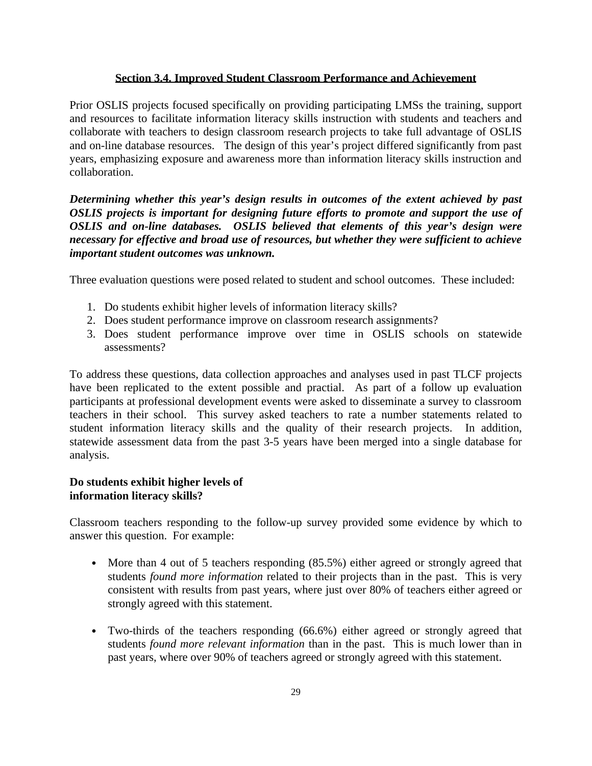## Section 3.4. Improved Student Classroom Performance and Achievement

Prior OSLIS projects focused specifically on providing participating LMSs the training, support and resources to facilitate information literacy skills instruction with students and teachers and collaborate with teachers to design classroom research projects to take full advantage of OSLIS and on-line database resources. The design of this year's project differed significantly from past years, emphasizing exposure and awareness more than information literacy skills instruction and collaboration.

***Determining whether this year's design results in outcomes of the extent achieved by past OSLIS projects is important for designing future efforts to promote and support the use of OSLIS and on-line databases. OSLIS believed that elements of this year's design were necessary for effective and broad use of resources, but whether they were sufficient to achieve important student outcomes was unknown.***

Three evaluation questions were posed related to student and school outcomes. These included:

1. Do students exhibit higher levels of information literacy skills?
2. Does student performance improve on classroom research assignments?
3. Does student performance improve over time in OSLIS schools on statewide assessments?

To address these questions, data collection approaches and analyses used in past TLCF projects have been replicated to the extent possible and practial. As part of a follow up evaluation participants at professional development events were asked to disseminate a survey to classroom teachers in their school. This survey asked teachers to rate a number statements related to student information literacy skills and the quality of their research projects. In addition, statewide assessment data from the past 3-5 years have been merged into a single database for analysis.

**Do students exhibit higher levels of information literacy skills?**

Classroom teachers responding to the follow-up survey provided some evidence by which to answer this question. For example:

- More than 4 out of 5 teachers responding (85.5%) either agreed or strongly agreed that students *found more information* related to their projects than in the past. This is very consistent with results from past years, where just over 80% of teachers either agreed or strongly agreed with this statement.

- Two-thirds of the teachers responding (66.6%) either agreed or strongly agreed that students *found more relevant information* than in the past. This is much lower than in past years, where over 90% of teachers agreed or strongly agreed with this statement.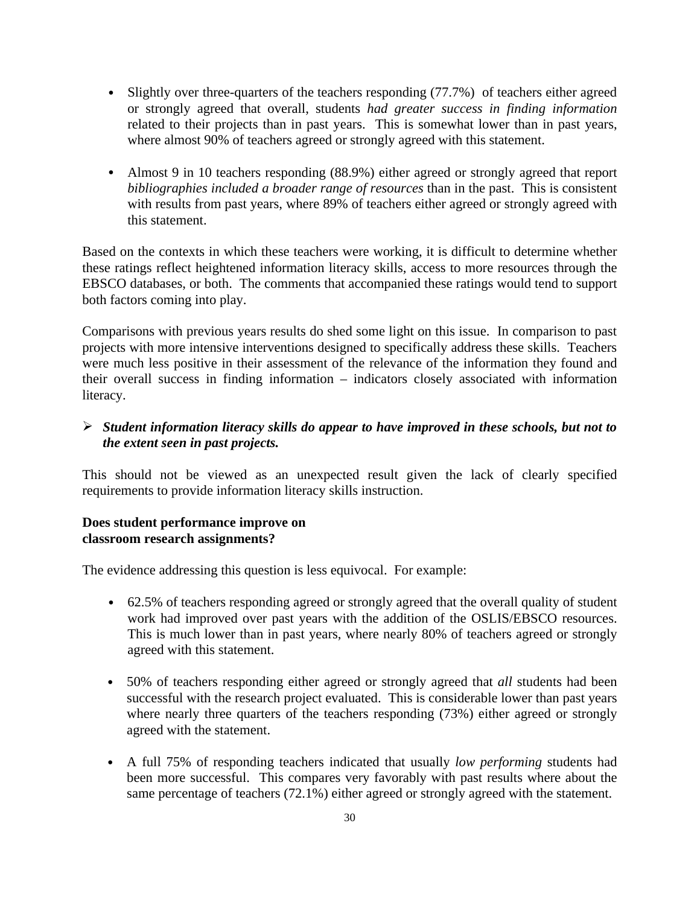- Slightly over three-quarters of the teachers responding (77.7%) of teachers either agreed or strongly agreed that overall, students *had greater success in finding information* related to their projects than in past years. This is somewhat lower than in past years, where almost 90% of teachers agreed or strongly agreed with this statement.

- Almost 9 in 10 teachers responding (88.9%) either agreed or strongly agreed that report *bibliographies included a broader range of resources* than in the past. This is consistent with results from past years, where 89% of teachers either agreed or strongly agreed with this statement.

Based on the contexts in which these teachers were working, it is difficult to determine whether these ratings reflect heightened information literacy skills, access to more resources through the EBSCO databases, or both. The comments that accompanied these ratings would tend to support both factors coming into play.

Comparisons with previous years results do shed some light on this issue. In comparison to past projects with more intensive interventions designed to specifically address these skills. Teachers were much less positive in their assessment of the relevance of the information they found and their overall success in finding information – indicators closely associated with information literacy.

- ***Student information literacy skills do appear to have improved in these schools, but not to the extent seen in past projects.***

This should not be viewed as an unexpected result given the lack of clearly specified requirements to provide information literacy skills instruction.

**Does student performance improve on classroom research assignments?**

The evidence addressing this question is less equivocal. For example:

- 62.5% of teachers responding agreed or strongly agreed that the overall quality of student work had improved over past years with the addition of the OSLIS/EBSCO resources. This is much lower than in past years, where nearly 80% of teachers agreed or strongly agreed with this statement.

- 50% of teachers responding either agreed or strongly agreed that *all* students had been successful with the research project evaluated. This is considerable lower than past years where nearly three quarters of the teachers responding (73%) either agreed or strongly agreed with the statement.

- A full 75% of responding teachers indicated that usually *low performing* students had been more successful. This compares very favorably with past results where about the same percentage of teachers (72.1%) either agreed or strongly agreed with the statement.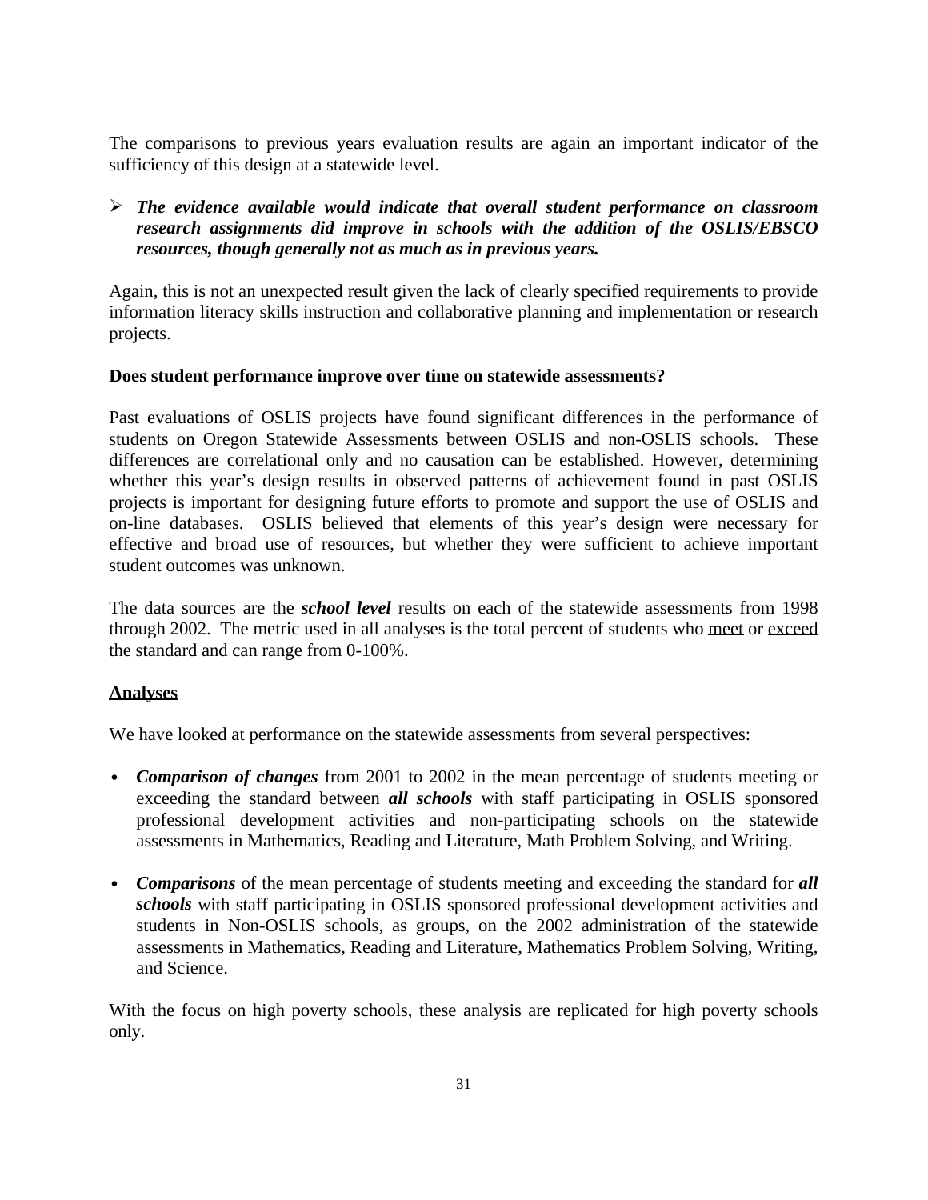The comparisons to previous years evaluation results are again an important indicator of the sufficiency of this design at a statewide level.

- ***The evidence available would indicate that overall student performance on classroom research assignments did improve in schools with the addition of the OSLIS/EBSCO resources, though generally not as much as in previous years.***

Again, this is not an unexpected result given the lack of clearly specified requirements to provide information literacy skills instruction and collaborative planning and implementation or research projects.

**Does student performance improve over time on statewide assessments?**

Past evaluations of OSLIS projects have found significant differences in the performance of students on Oregon Statewide Assessments between OSLIS and non-OSLIS schools. These differences are correlational only and no causation can be established. However, determining whether this year's design results in observed patterns of achievement found in past OSLIS projects is important for designing future efforts to promote and support the use of OSLIS and on-line databases. OSLIS believed that elements of this year's design were necessary for effective and broad use of resources, but whether they were sufficient to achieve important student outcomes was unknown.

The data sources are the ***school level*** results on each of the statewide assessments from 1998 through 2002. The metric used in all analyses is the total percent of students who <u>meet</u> or <u>exceed</u> the standard and can range from 0-100%.

**<u>Analyses</u>**

We have looked at performance on the statewide assessments from several perspectives:

- ***Comparison of changes*** from 2001 to 2002 in the mean percentage of students meeting or exceeding the standard between ***all schools*** with staff participating in OSLIS sponsored professional development activities and non-participating schools on the statewide assessments in Mathematics, Reading and Literature, Math Problem Solving, and Writing.

- ***Comparisons*** of the mean percentage of students meeting and exceeding the standard for ***all schools*** with staff participating in OSLIS sponsored professional development activities and students in Non-OSLIS schools, as groups, on the 2002 administration of the statewide assessments in Mathematics, Reading and Literature, Mathematics Problem Solving, Writing, and Science.

With the focus on high poverty schools, these analysis are replicated for high poverty schools only.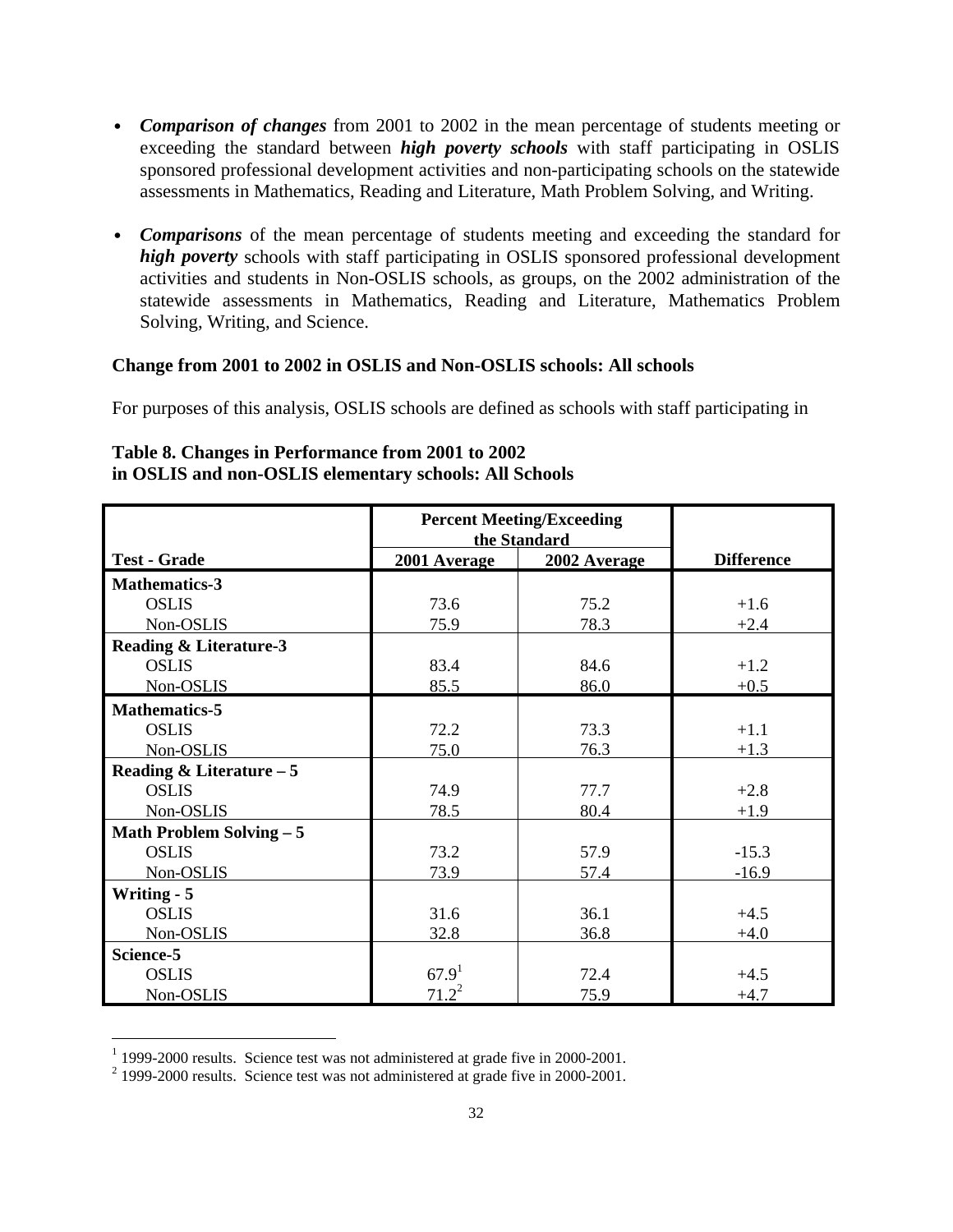- ***Comparison of changes*** from 2001 to 2002 in the mean percentage of students meeting or exceeding the standard between ***high poverty schools*** with staff participating in OSLIS sponsored professional development activities and non-participating schools on the statewide assessments in Mathematics, Reading and Literature, Math Problem Solving, and Writing.

- ***Comparisons*** of the mean percentage of students meeting and exceeding the standard for ***high poverty*** schools with staff participating in OSLIS sponsored professional development activities and students in Non-OSLIS schools, as groups, on the 2002 administration of the statewide assessments in Mathematics, Reading and Literature, Mathematics Problem Solving, Writing, and Science.

**Change from 2001 to 2002 in OSLIS and Non-OSLIS schools: All schools**

For purposes of this analysis, OSLIS schools are defined as schools with staff participating in

**Table 8. Changes in Performance from 2001 to 2002 in OSLIS and non-OSLIS elementary schools: All Schools**

| | Percent Meeting/Exceeding the Standard | | |
|---|---|---|---|
| **Test - Grade** | **2001 Average** | **2002 Average** | **Difference** |
| **Mathematics-3** | | | |
| OSLIS | 73.6 | 75.2 | +1.6 |
| Non-OSLIS | 75.9 | 78.3 | +2.4 |
| **Reading & Literature-3** | | | |
| OSLIS | 83.4 | 84.6 | +1.2 |
| Non-OSLIS | 85.5 | 86.0 | +0.5 |
| **Mathematics-5** | | | |
| OSLIS | 72.2 | 73.3 | +1.1 |
| Non-OSLIS | 75.0 | 76.3 | +1.3 |
| **Reading & Literature – 5** | | | |
| OSLIS | 74.9 | 77.7 | +2.8 |
| Non-OSLIS | 78.5 | 80.4 | +1.9 |
| **Math Problem Solving – 5** | | | |
| OSLIS | 73.2 | 57.9 | -15.3 |
| Non-OSLIS | 73.9 | 57.4 | -16.9 |
| **Writing - 5** | | | |
| OSLIS | 31.6 | 36.1 | +4.5 |
| Non-OSLIS | 32.8 | 36.8 | +4.0 |
| **Science-5** | | | |
| OSLIS | 67.9[1] | 72.4 | +4.5 |
| Non-OSLIS | 71.2[2] | 75.9 | +4.7 |

[1] 1999-2000 results. Science test was not administered at grade five in 2000-2001.
[2] 1999-2000 results. Science test was not administered at grade five in 2000-2001.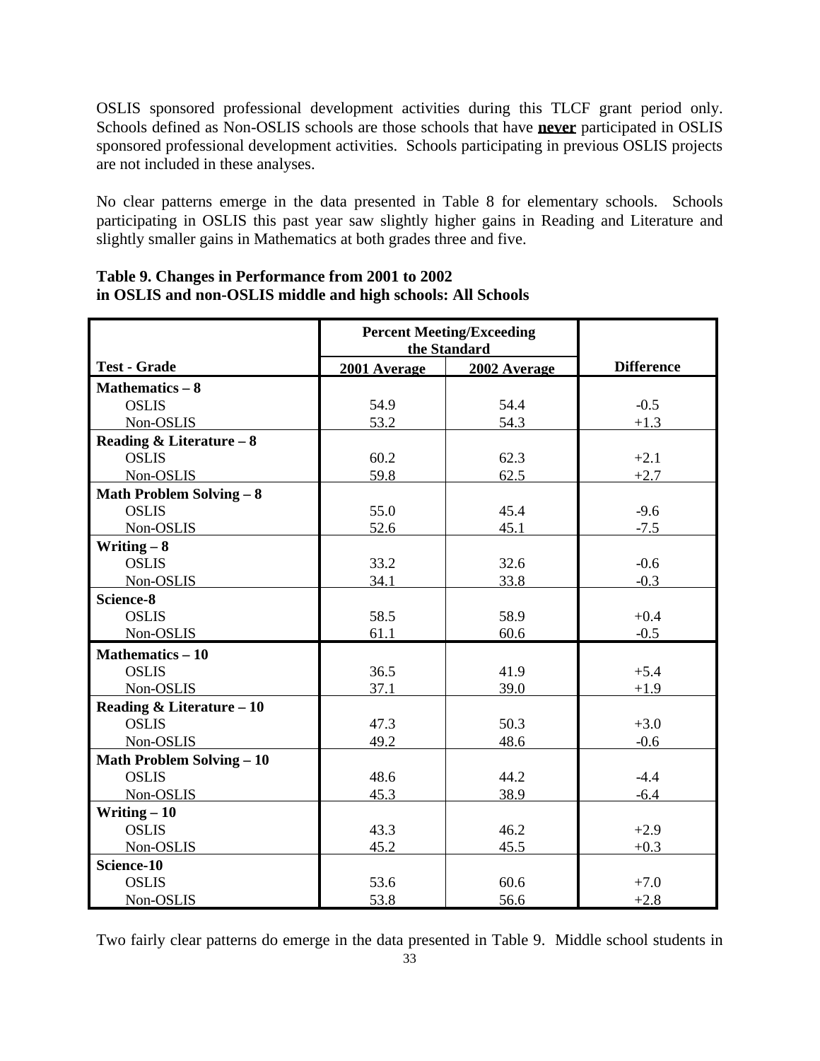OSLIS sponsored professional development activities during this TLCF grant period only. Schools defined as Non-OSLIS schools are those schools that have **never** participated in OSLIS sponsored professional development activities. Schools participating in previous OSLIS projects are not included in these analyses.

No clear patterns emerge in the data presented in Table 8 for elementary schools. Schools participating in OSLIS this past year saw slightly higher gains in Reading and Literature and slightly smaller gains in Mathematics at both grades three and five.

**Table 9. Changes in Performance from 2001 to 2002 in OSLIS and non-OSLIS middle and high schools: All Schools**

| Test - Grade | Percent Meeting/Exceeding the Standard | | Difference |
|---|---|---|---|
| | 2001 Average | 2002 Average | |
| **Mathematics – 8** | | | |
| OSLIS | 54.9 | 54.4 | -0.5 |
| Non-OSLIS | 53.2 | 54.3 | +1.3 |
| **Reading & Literature – 8** | | | |
| OSLIS | 60.2 | 62.3 | +2.1 |
| Non-OSLIS | 59.8 | 62.5 | +2.7 |
| **Math Problem Solving – 8** | | | |
| OSLIS | 55.0 | 45.4 | -9.6 |
| Non-OSLIS | 52.6 | 45.1 | -7.5 |
| **Writing – 8** | | | |
| OSLIS | 33.2 | 32.6 | -0.6 |
| Non-OSLIS | 34.1 | 33.8 | -0.3 |
| **Science-8** | | | |
| OSLIS | 58.5 | 58.9 | +0.4 |
| Non-OSLIS | 61.1 | 60.6 | -0.5 |
| **Mathematics – 10** | | | |
| OSLIS | 36.5 | 41.9 | +5.4 |
| Non-OSLIS | 37.1 | 39.0 | +1.9 |
| **Reading & Literature – 10** | | | |
| OSLIS | 47.3 | 50.3 | +3.0 |
| Non-OSLIS | 49.2 | 48.6 | -0.6 |
| **Math Problem Solving – 10** | | | |
| OSLIS | 48.6 | 44.2 | -4.4 |
| Non-OSLIS | 45.3 | 38.9 | -6.4 |
| **Writing – 10** | | | |
| OSLIS | 43.3 | 46.2 | +2.9 |
| Non-OSLIS | 45.2 | 45.5 | +0.3 |
| **Science-10** | | | |
| OSLIS | 53.6 | 60.6 | +7.0 |
| Non-OSLIS | 53.8 | 56.6 | +2.8 |

Two fairly clear patterns do emerge in the data presented in Table 9. Middle school students in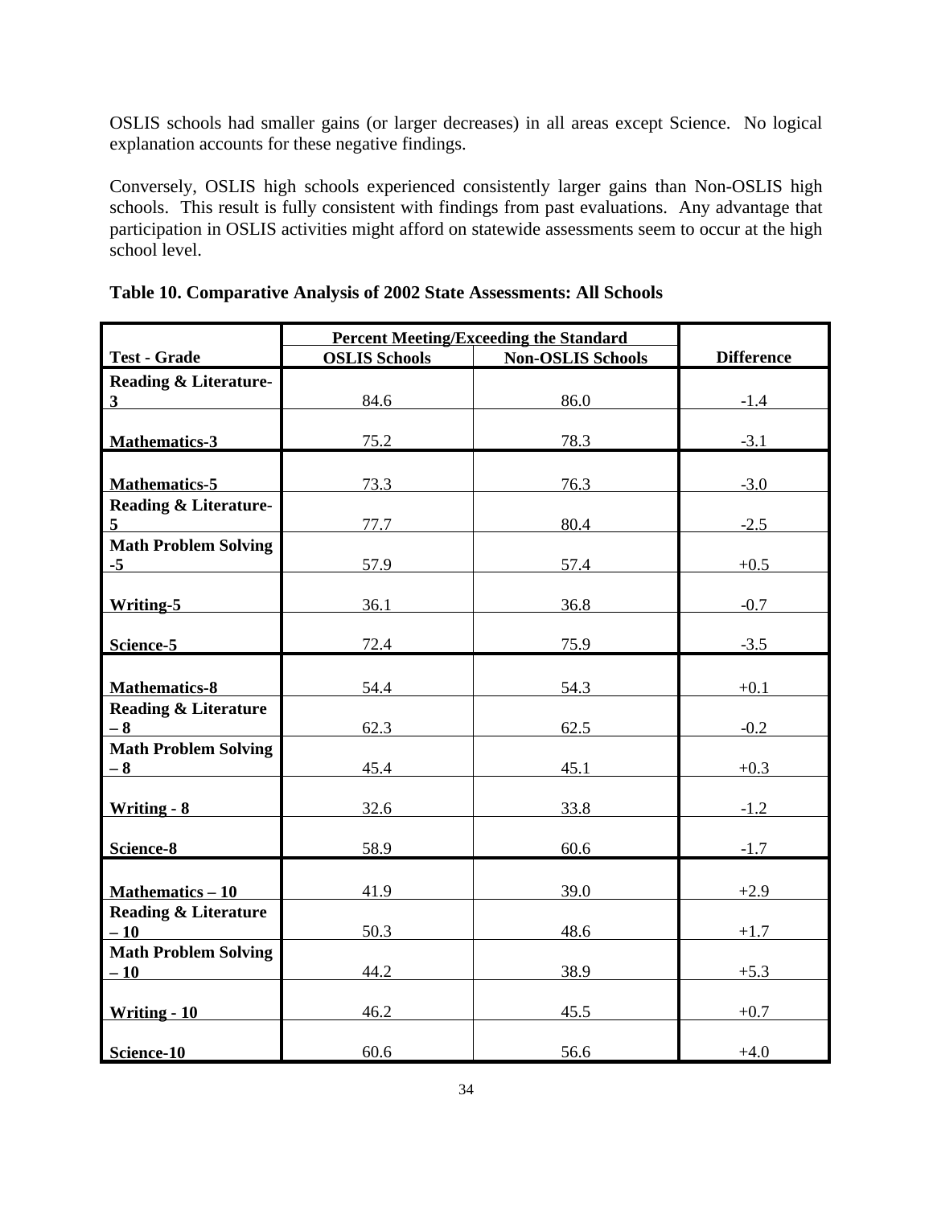OSLIS schools had smaller gains (or larger decreases) in all areas except Science. No logical explanation accounts for these negative findings.

Conversely, OSLIS high schools experienced consistently larger gains than Non-OSLIS high schools. This result is fully consistent with findings from past evaluations. Any advantage that participation in OSLIS activities might afford on statewide assessments seem to occur at the high school level.

**Table 10. Comparative Analysis of 2002 State Assessments: All Schools**

| Test - Grade | Percent Meeting/Exceeding the Standard | | Difference |
|---|---|---|---|
| | OSLIS Schools | Non-OSLIS Schools | |
| Reading & Literature-3 | 84.6 | 86.0 | -1.4 |
| Mathematics-3 | 75.2 | 78.3 | -3.1 |
| Mathematics-5 | 73.3 | 76.3 | -3.0 |
| Reading & Literature-5 | 77.7 | 80.4 | -2.5 |
| Math Problem Solving -5 | 57.9 | 57.4 | +0.5 |
| Writing-5 | 36.1 | 36.8 | -0.7 |
| Science-5 | 72.4 | 75.9 | -3.5 |
| Mathematics-8 | 54.4 | 54.3 | +0.1 |
| Reading & Literature – 8 | 62.3 | 62.5 | -0.2 |
| Math Problem Solving – 8 | 45.4 | 45.1 | +0.3 |
| Writing - 8 | 32.6 | 33.8 | -1.2 |
| Science-8 | 58.9 | 60.6 | -1.7 |
| Mathematics – 10 | 41.9 | 39.0 | +2.9 |
| Reading & Literature – 10 | 50.3 | 48.6 | +1.7 |
| Math Problem Solving – 10 | 44.2 | 38.9 | +5.3 |
| Writing - 10 | 46.2 | 45.5 | +0.7 |
| Science-10 | 60.6 | 56.6 | +4.0 |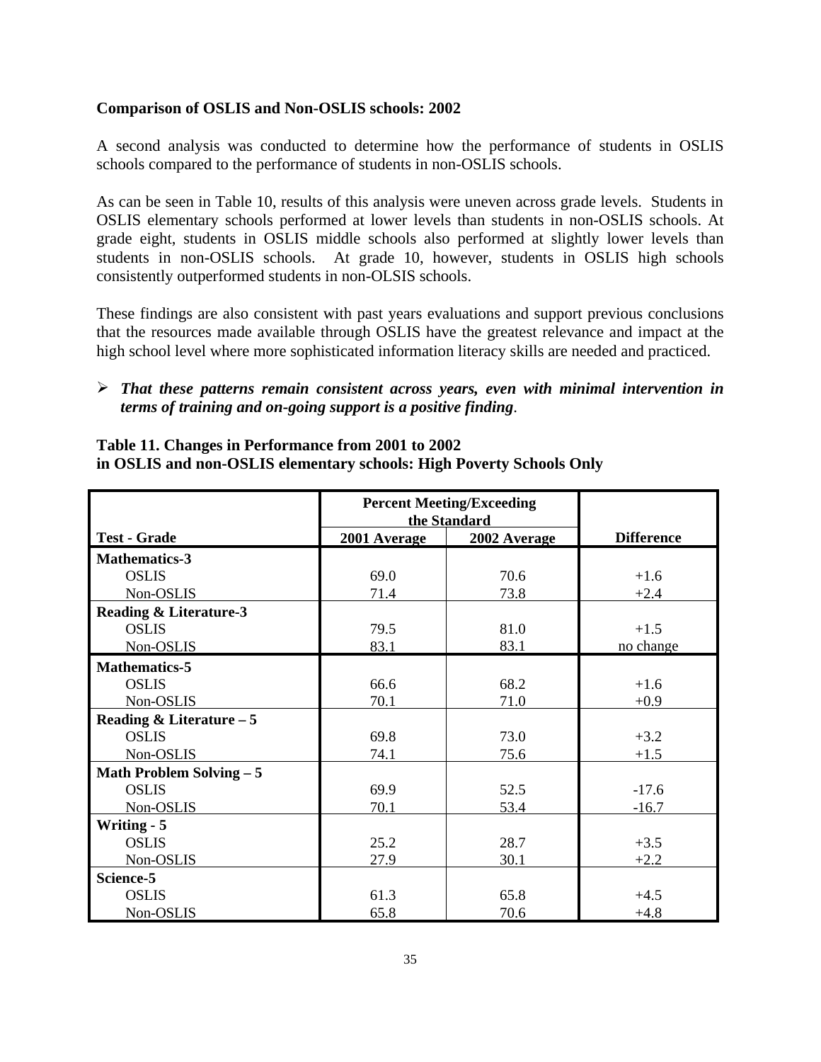**Comparison of OSLIS and Non-OSLIS schools: 2002**

A second analysis was conducted to determine how the performance of students in OSLIS schools compared to the performance of students in non-OSLIS schools.

As can be seen in Table 10, results of this analysis were uneven across grade levels. Students in OSLIS elementary schools performed at lower levels than students in non-OSLIS schools. At grade eight, students in OSLIS middle schools also performed at slightly lower levels than students in non-OSLIS schools. At grade 10, however, students in OSLIS high schools consistently outperformed students in non-OLSIS schools.

These findings are also consistent with past years evaluations and support previous conclusions that the resources made available through OSLIS have the greatest relevance and impact at the high school level where more sophisticated information literacy skills are needed and practiced.

- ***That these patterns remain consistent across years, even with minimal intervention in terms of training and on-going support is a positive finding*.**

**Table 11. Changes in Performance from 2001 to 2002**
**in OSLIS and non-OSLIS elementary schools: High Poverty Schools Only**

| | Percent Meeting/Exceeding the Standard | | |
|---|---|---|---|
| **Test - Grade** | **2001 Average** | **2002 Average** | **Difference** |
| **Mathematics-3** | | | |
| OSLIS | 69.0 | 70.6 | +1.6 |
| Non-OSLIS | 71.4 | 73.8 | +2.4 |
| **Reading & Literature-3** | | | |
| OSLIS | 79.5 | 81.0 | +1.5 |
| Non-OSLIS | 83.1 | 83.1 | no change |
| **Mathematics-5** | | | |
| OSLIS | 66.6 | 68.2 | +1.6 |
| Non-OSLIS | 70.1 | 71.0 | +0.9 |
| **Reading & Literature – 5** | | | |
| OSLIS | 69.8 | 73.0 | +3.2 |
| Non-OSLIS | 74.1 | 75.6 | +1.5 |
| **Math Problem Solving – 5** | | | |
| OSLIS | 69.9 | 52.5 | -17.6 |
| Non-OSLIS | 70.1 | 53.4 | -16.7 |
| **Writing - 5** | | | |
| OSLIS | 25.2 | 28.7 | +3.5 |
| Non-OSLIS | 27.9 | 30.1 | +2.2 |
| **Science-5** | | | |
| OSLIS | 61.3 | 65.8 | +4.5 |
| Non-OSLIS | 65.8 | 70.6 | +4.8 |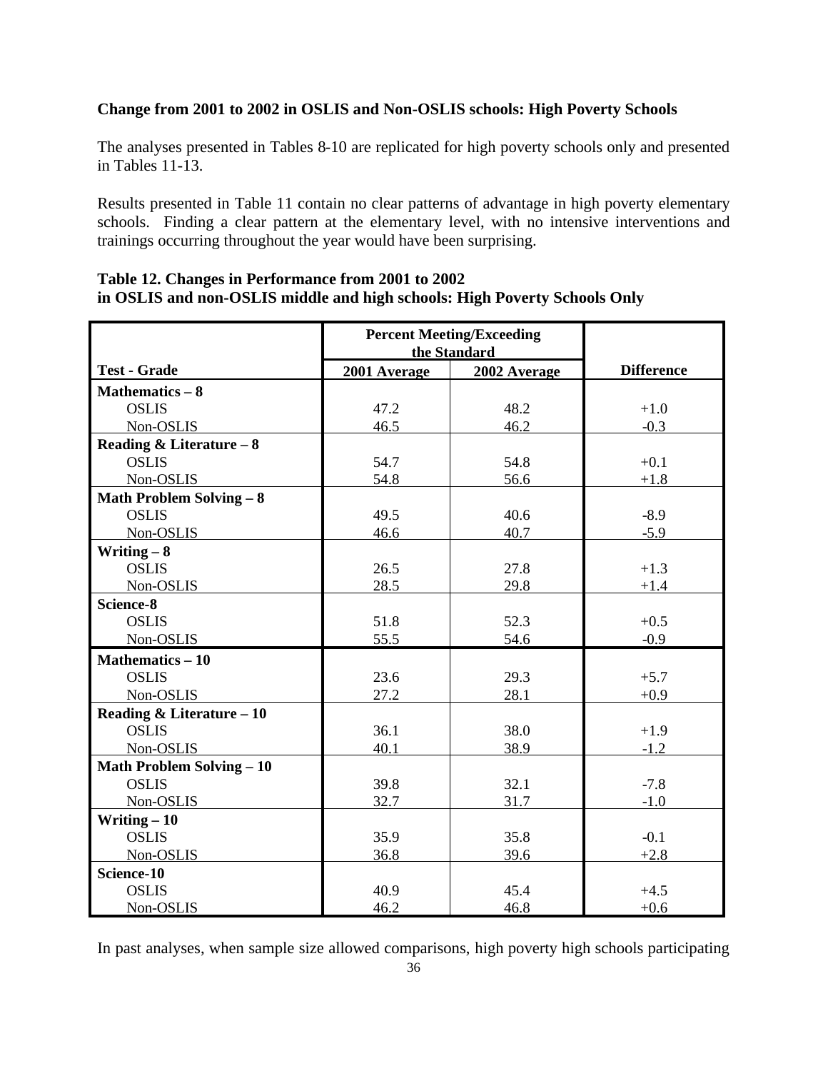**Change from 2001 to 2002 in OSLIS and Non-OSLIS schools: High Poverty Schools**

The analyses presented in Tables 8-10 are replicated for high poverty schools only and presented in Tables 11-13.

Results presented in Table 11 contain no clear patterns of advantage in high poverty elementary schools. Finding a clear pattern at the elementary level, with no intensive interventions and trainings occurring throughout the year would have been surprising.

**Table 12. Changes in Performance from 2001 to 2002 in OSLIS and non-OSLIS middle and high schools: High Poverty Schools Only**

| Test - Grade | Percent Meeting/Exceeding the Standard | | Difference |
|---|---|---|---|
| | 2001 Average | 2002 Average | |
| **Mathematics – 8** | | | |
| OSLIS | 47.2 | 48.2 | +1.0 |
| Non-OSLIS | 46.5 | 46.2 | -0.3 |
| **Reading & Literature – 8** | | | |
| OSLIS | 54.7 | 54.8 | +0.1 |
| Non-OSLIS | 54.8 | 56.6 | +1.8 |
| **Math Problem Solving – 8** | | | |
| OSLIS | 49.5 | 40.6 | -8.9 |
| Non-OSLIS | 46.6 | 40.7 | -5.9 |
| **Writing – 8** | | | |
| OSLIS | 26.5 | 27.8 | +1.3 |
| Non-OSLIS | 28.5 | 29.8 | +1.4 |
| **Science-8** | | | |
| OSLIS | 51.8 | 52.3 | +0.5 |
| Non-OSLIS | 55.5 | 54.6 | -0.9 |
| **Mathematics – 10** | | | |
| OSLIS | 23.6 | 29.3 | +5.7 |
| Non-OSLIS | 27.2 | 28.1 | +0.9 |
| **Reading & Literature – 10** | | | |
| OSLIS | 36.1 | 38.0 | +1.9 |
| Non-OSLIS | 40.1 | 38.9 | -1.2 |
| **Math Problem Solving – 10** | | | |
| OSLIS | 39.8 | 32.1 | -7.8 |
| Non-OSLIS | 32.7 | 31.7 | -1.0 |
| **Writing – 10** | | | |
| OSLIS | 35.9 | 35.8 | -0.1 |
| Non-OSLIS | 36.8 | 39.6 | +2.8 |
| **Science-10** | | | |
| OSLIS | 40.9 | 45.4 | +4.5 |
| Non-OSLIS | 46.2 | 46.8 | +0.6 |

In past analyses, when sample size allowed comparisons, high poverty high schools participating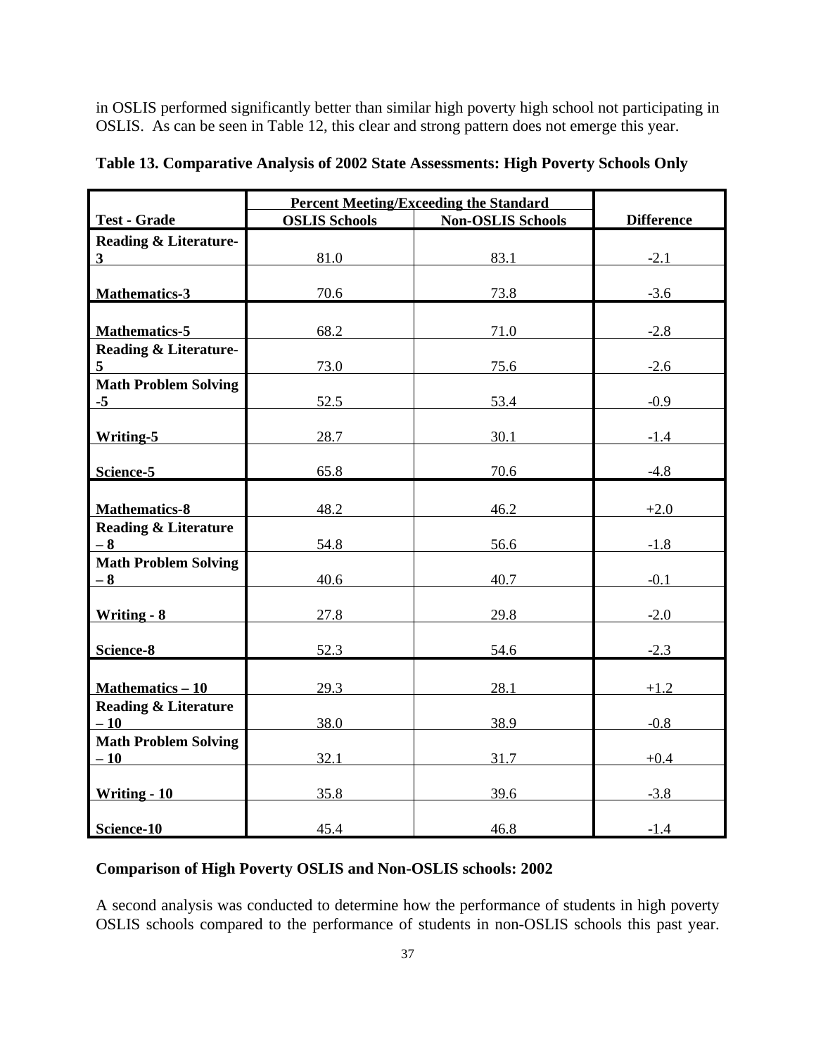in OSLIS performed significantly better than similar high poverty high school not participating in OSLIS. As can be seen in Table 12, this clear and strong pattern does not emerge this year.

**Table 13. Comparative Analysis of 2002 State Assessments: High Poverty Schools Only**

| | Percent Meeting/Exceeding the Standard | | |
|---|---|---|---|
| **Test - Grade** | **OSLIS Schools** | **Non-OSLIS Schools** | **Difference** |
| **Reading & Literature-3** | 81.0 | 83.1 | -2.1 |
| **Mathematics-3** | 70.6 | 73.8 | -3.6 |
| **Mathematics-5** | 68.2 | 71.0 | -2.8 |
| **Reading & Literature-5** | 73.0 | 75.6 | -2.6 |
| **Math Problem Solving -5** | 52.5 | 53.4 | -0.9 |
| **Writing-5** | 28.7 | 30.1 | -1.4 |
| **Science-5** | 65.8 | 70.6 | -4.8 |
| **Mathematics-8** | 48.2 | 46.2 | +2.0 |
| **Reading & Literature – 8** | 54.8 | 56.6 | -1.8 |
| **Math Problem Solving – 8** | 40.6 | 40.7 | -0.1 |
| **Writing - 8** | 27.8 | 29.8 | -2.0 |
| **Science-8** | 52.3 | 54.6 | -2.3 |
| **Mathematics – 10** | 29.3 | 28.1 | +1.2 |
| **Reading & Literature – 10** | 38.0 | 38.9 | -0.8 |
| **Math Problem Solving – 10** | 32.1 | 31.7 | +0.4 |
| **Writing - 10** | 35.8 | 39.6 | -3.8 |
| **Science-10** | 45.4 | 46.8 | -1.4 |

**Comparison of High Poverty OSLIS and Non-OSLIS schools: 2002**

A second analysis was conducted to determine how the performance of students in high poverty OSLIS schools compared to the performance of students in non-OSLIS schools this past year.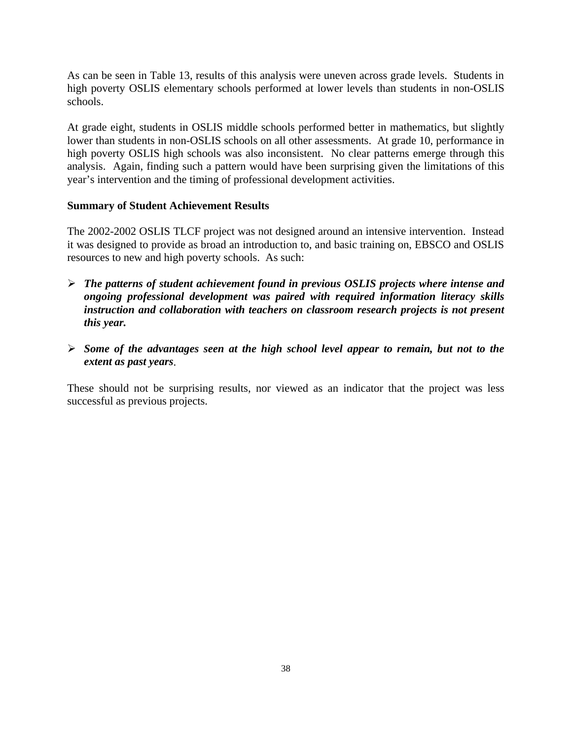As can be seen in Table 13, results of this analysis were uneven across grade levels. Students in high poverty OSLIS elementary schools performed at lower levels than students in non-OSLIS schools.

At grade eight, students in OSLIS middle schools performed better in mathematics, but slightly lower than students in non-OSLIS schools on all other assessments. At grade 10, performance in high poverty OSLIS high schools was also inconsistent. No clear patterns emerge through this analysis. Again, finding such a pattern would have been surprising given the limitations of this year's intervention and the timing of professional development activities.

**Summary of Student Achievement Results**

The 2002-2002 OSLIS TLCF project was not designed around an intensive intervention. Instead it was designed to provide as broad an introduction to, and basic training on, EBSCO and OSLIS resources to new and high poverty schools. As such:

- ***The patterns of student achievement found in previous OSLIS projects where intense and ongoing professional development was paired with required information literacy skills instruction and collaboration with teachers on classroom research projects is not present this year.***

- ***Some of the advantages seen at the high school level appear to remain, but not to the extent as past years***.

These should not be surprising results, nor viewed as an indicator that the project was less successful as previous projects.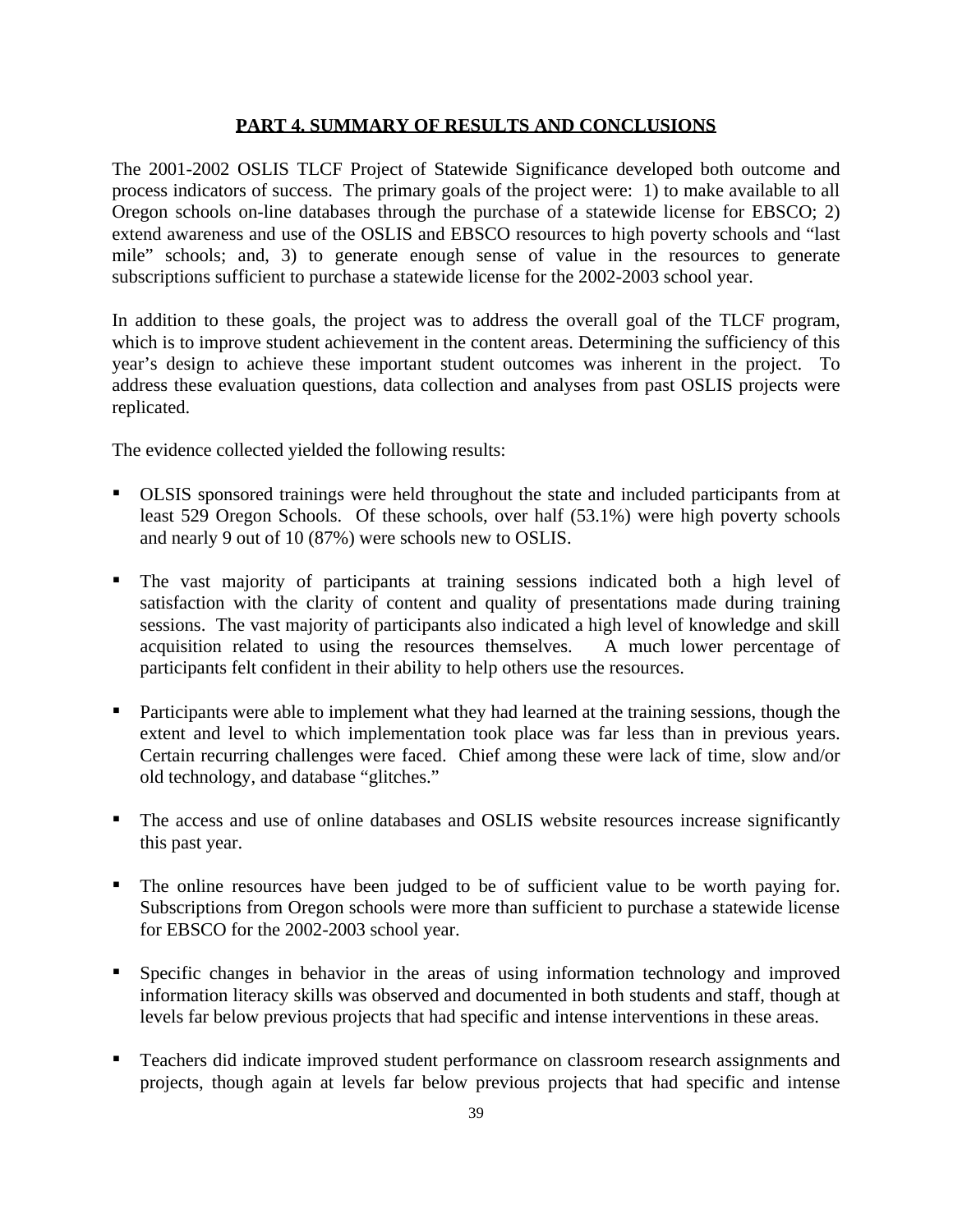## PART 4. SUMMARY OF RESULTS AND CONCLUSIONS

The 2001-2002 OSLIS TLCF Project of Statewide Significance developed both outcome and process indicators of success. The primary goals of the project were: 1) to make available to all Oregon schools on-line databases through the purchase of a statewide license for EBSCO; 2) extend awareness and use of the OSLIS and EBSCO resources to high poverty schools and "last mile" schools; and, 3) to generate enough sense of value in the resources to generate subscriptions sufficient to purchase a statewide license for the 2002-2003 school year.

In addition to these goals, the project was to address the overall goal of the TLCF program, which is to improve student achievement in the content areas. Determining the sufficiency of this year's design to achieve these important student outcomes was inherent in the project. To address these evaluation questions, data collection and analyses from past OSLIS projects were replicated.

The evidence collected yielded the following results:

- OLSIS sponsored trainings were held throughout the state and included participants from at least 529 Oregon Schools. Of these schools, over half (53.1%) were high poverty schools and nearly 9 out of 10 (87%) were schools new to OSLIS.

- The vast majority of participants at training sessions indicated both a high level of satisfaction with the clarity of content and quality of presentations made during training sessions. The vast majority of participants also indicated a high level of knowledge and skill acquisition related to using the resources themselves. A much lower percentage of participants felt confident in their ability to help others use the resources.

- Participants were able to implement what they had learned at the training sessions, though the extent and level to which implementation took place was far less than in previous years. Certain recurring challenges were faced. Chief among these were lack of time, slow and/or old technology, and database "glitches."

- The access and use of online databases and OSLIS website resources increase significantly this past year.

- The online resources have been judged to be of sufficient value to be worth paying for. Subscriptions from Oregon schools were more than sufficient to purchase a statewide license for EBSCO for the 2002-2003 school year.

- Specific changes in behavior in the areas of using information technology and improved information literacy skills was observed and documented in both students and staff, though at levels far below previous projects that had specific and intense interventions in these areas.

- Teachers did indicate improved student performance on classroom research assignments and projects, though again at levels far below previous projects that had specific and intense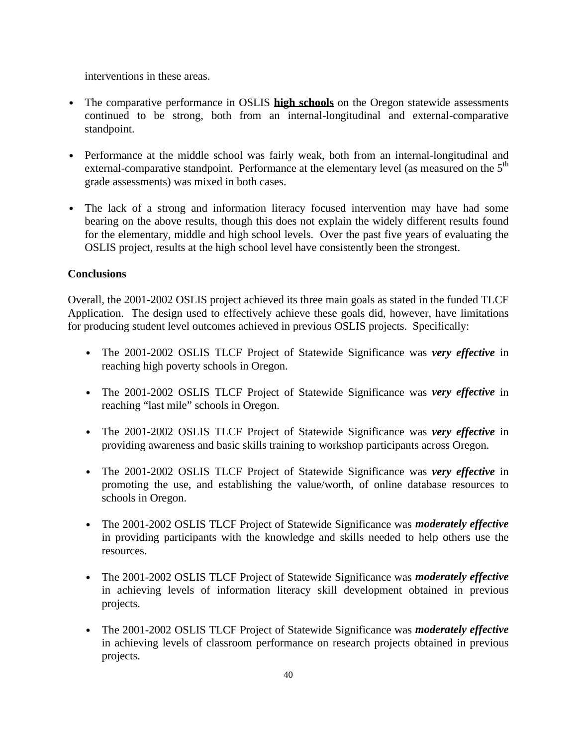interventions in these areas.

- The comparative performance in OSLIS **high schools** on the Oregon statewide assessments continued to be strong, both from an internal-longitudinal and external-comparative standpoint.

- Performance at the middle school was fairly weak, both from an internal-longitudinal and external-comparative standpoint. Performance at the elementary level (as measured on the 5th grade assessments) was mixed in both cases.

- The lack of a strong and information literacy focused intervention may have had some bearing on the above results, though this does not explain the widely different results found for the elementary, middle and high school levels. Over the past five years of evaluating the OSLIS project, results at the high school level have consistently been the strongest.

**Conclusions**

Overall, the 2001-2002 OSLIS project achieved its three main goals as stated in the funded TLCF Application. The design used to effectively achieve these goals did, however, have limitations for producing student level outcomes achieved in previous OSLIS projects. Specifically:

- The 2001-2002 OSLIS TLCF Project of Statewide Significance was ***very effective*** in reaching high poverty schools in Oregon.

- The 2001-2002 OSLIS TLCF Project of Statewide Significance was ***very effective*** in reaching "last mile" schools in Oregon.

- The 2001-2002 OSLIS TLCF Project of Statewide Significance was ***very effective*** in providing awareness and basic skills training to workshop participants across Oregon.

- The 2001-2002 OSLIS TLCF Project of Statewide Significance was ***very effective*** in promoting the use, and establishing the value/worth, of online database resources to schools in Oregon.

- The 2001-2002 OSLIS TLCF Project of Statewide Significance was ***moderately effective*** in providing participants with the knowledge and skills needed to help others use the resources.

- The 2001-2002 OSLIS TLCF Project of Statewide Significance was ***moderately effective*** in achieving levels of information literacy skill development obtained in previous projects.

- The 2001-2002 OSLIS TLCF Project of Statewide Significance was ***moderately effective*** in achieving levels of classroom performance on research projects obtained in previous projects.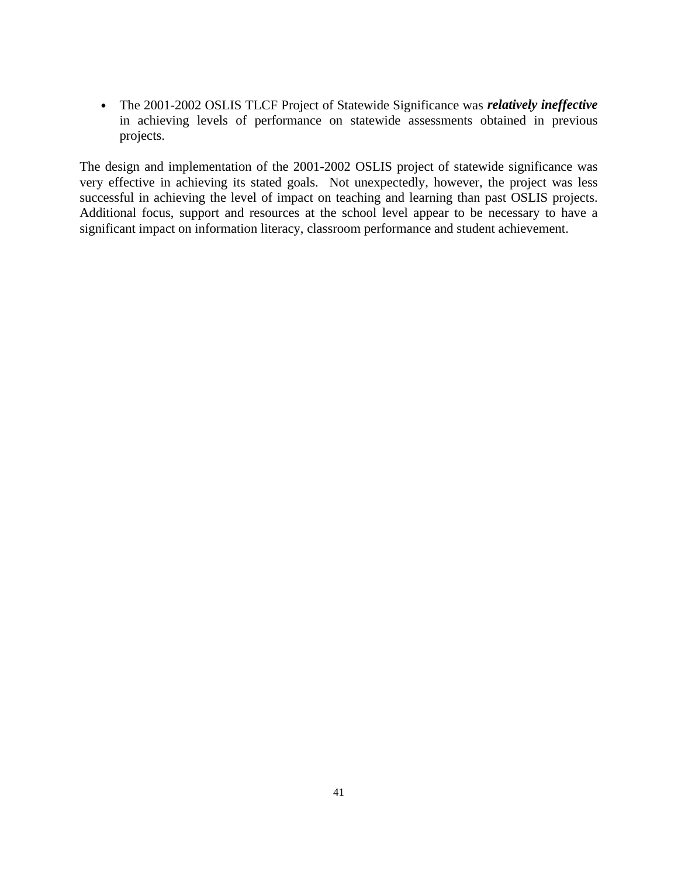- The 2001-2002 OSLIS TLCF Project of Statewide Significance was ***relatively ineffective*** in achieving levels of performance on statewide assessments obtained in previous projects.

The design and implementation of the 2001-2002 OSLIS project of statewide significance was very effective in achieving its stated goals. Not unexpectedly, however, the project was less successful in achieving the level of impact on teaching and learning than past OSLIS projects. Additional focus, support and resources at the school level appear to be necessary to have a significant impact on information literacy, classroom performance and student achievement.